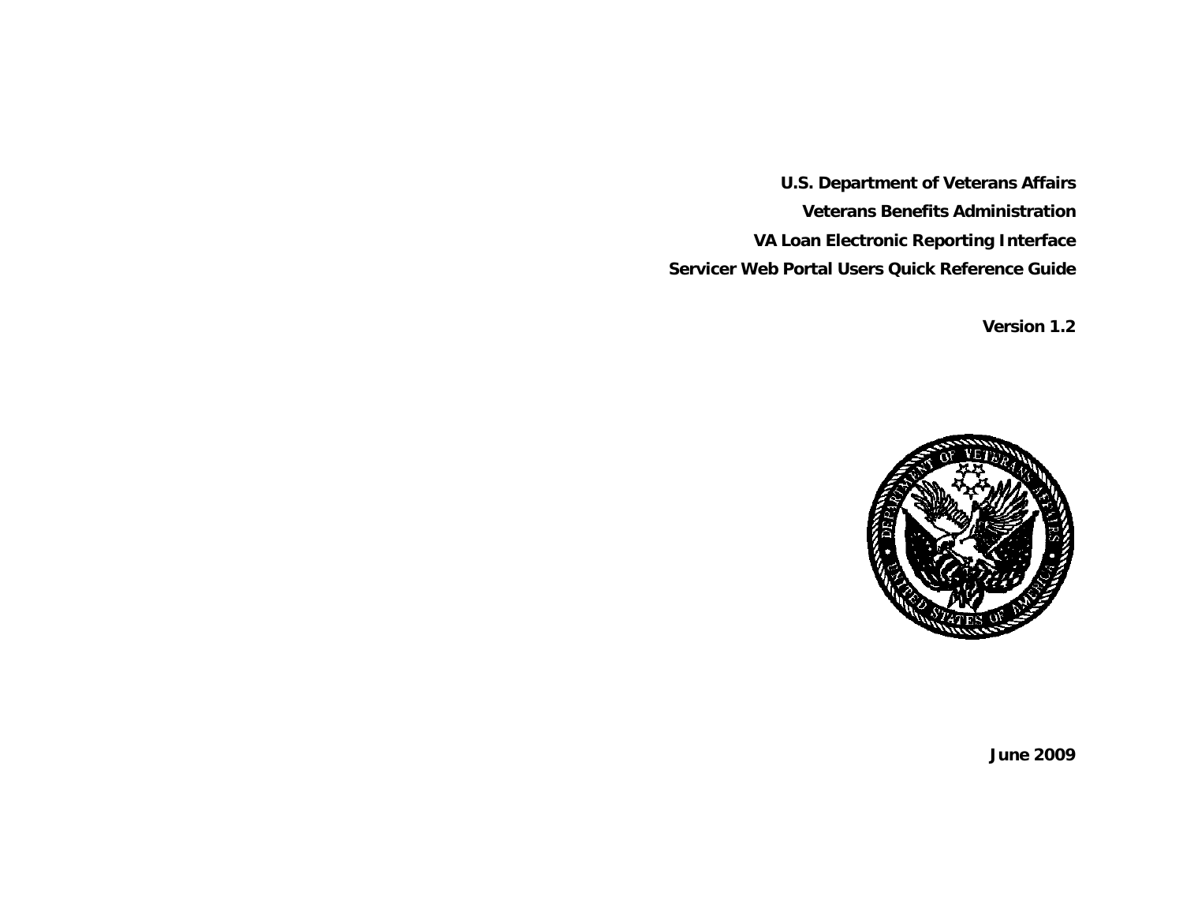**U.S. Department of Veterans Affairs**

**Veterans Benefits Administration**

**VA Loan Electronic Reporting Interface**

**Servicer Web Portal Users Quick Reference Guide**

**Version 1.2**

**June 2009**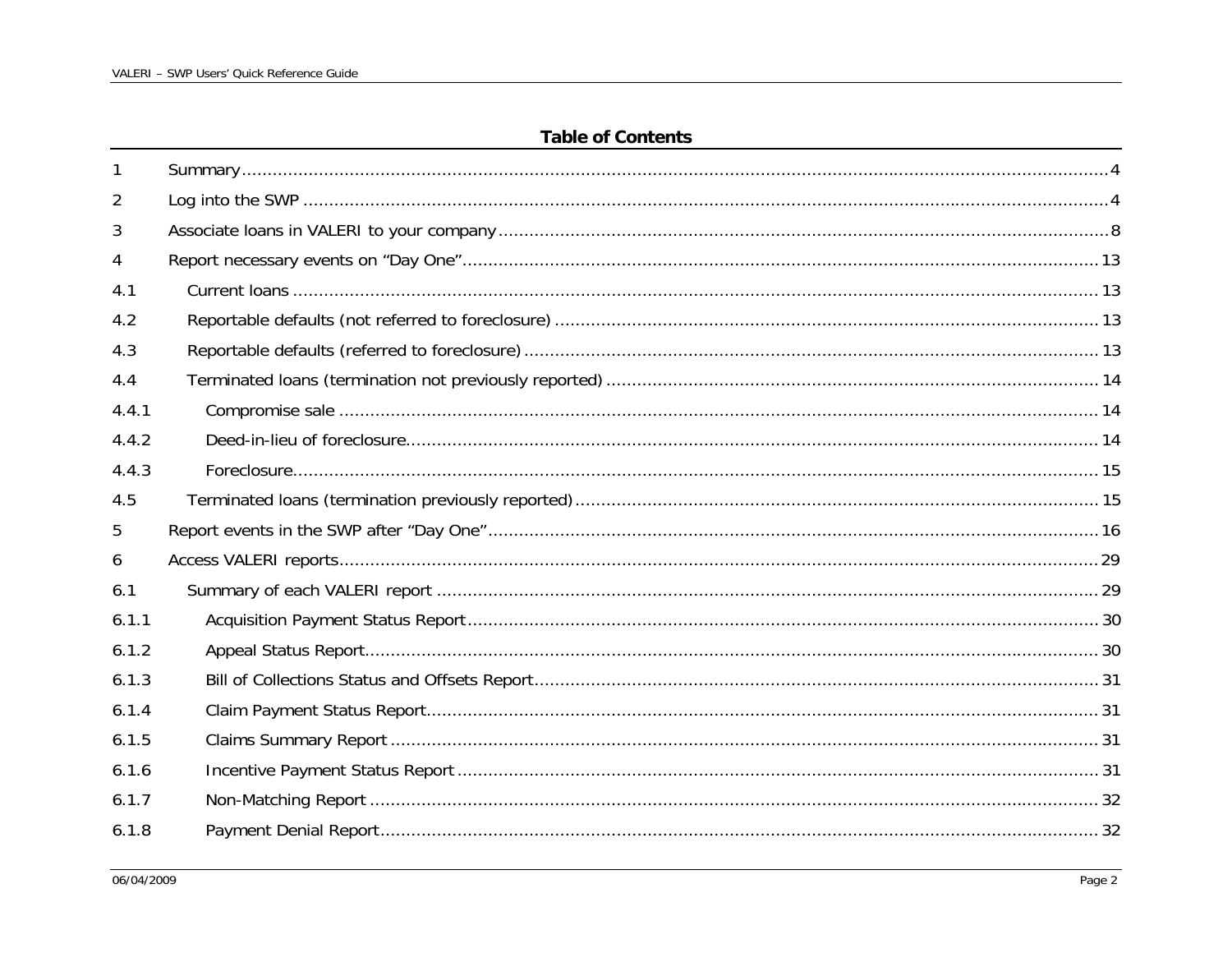## Table of Contents

| | | |
|---|---|---|
| 1 | Summary | 4 |
| 2 | Log into the SWP | 4 |
| 3 | Associate loans in VALERI to your company | 8 |
| 4 | Report necessary events on "Day One" | 13 |
| 4.1 | Current loans | 13 |
| 4.2 | Reportable defaults (not referred to foreclosure) | 13 |
| 4.3 | Reportable defaults (referred to foreclosure) | 13 |
| 4.4 | Terminated loans (termination not previously reported) | 14 |
| 4.4.1 | Compromise sale | 14 |
| 4.4.2 | Deed-in-lieu of foreclosure | 14 |
| 4.4.3 | Foreclosure | 15 |
| 4.5 | Terminated loans (termination previously reported) | 15 |
| 5 | Report events in the SWP after "Day One" | 16 |
| 6 | Access VALERI reports | 29 |
| 6.1 | Summary of each VALERI report | 29 |
| 6.1.1 | Acquisition Payment Status Report | 30 |
| 6.1.2 | Appeal Status Report | 30 |
| 6.1.3 | Bill of Collections Status and Offsets Report | 31 |
| 6.1.4 | Claim Payment Status Report | 31 |
| 6.1.5 | Claims Summary Report | 31 |
| 6.1.6 | Incentive Payment Status Report | 31 |
| 6.1.7 | Non-Matching Report | 32 |
| 6.1.8 | Payment Denial Report | 32 |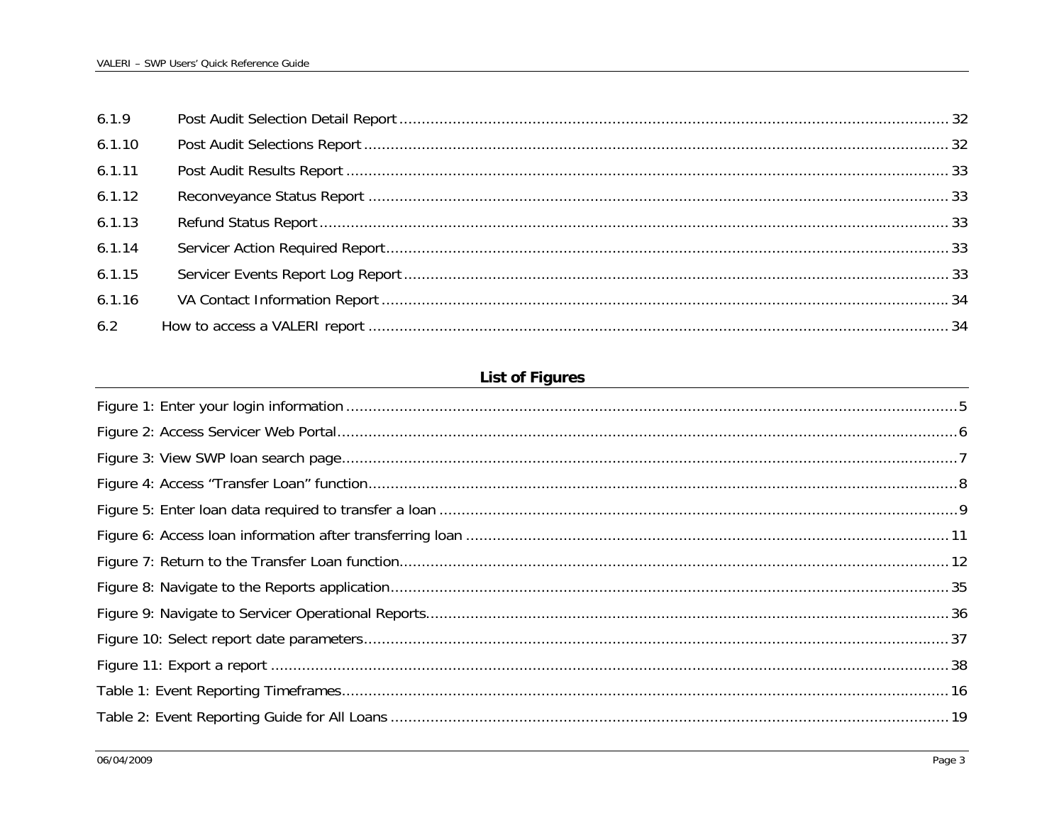6.1.9 Post Audit Selection Detail Report ........................................................................................................................ 32

6.1.10 Post Audit Selections Report ................................................................................................................................ 32

6.1.11 Post Audit Results Report ...................................................................................................................................... 33

6.1.12 Reconveyance Status Report ................................................................................................................................ 33

6.1.13 Refund Status Report ............................................................................................................................................ 33

6.1.14 Servicer Action Required Report ........................................................................................................................... 33

6.1.15 Servicer Events Report Log Report ...................................................................................................................... 33

6.1.16 VA Contact Information Report ............................................................................................................................. 34

6.2 How to access a VALERI report .................................................................................................................................. 34

## List of Figures

Figure 1: Enter your login information ........................................................................................................................... 5

Figure 2: Access Servicer Web Portal ............................................................................................................................ 6

Figure 3: View SWP loan search page ........................................................................................................................... 7

Figure 4: Access "Transfer Loan" function ..................................................................................................................... 8

Figure 5: Enter loan data required to transfer a loan ..................................................................................................... 9

Figure 6: Access loan information after transferring loan ............................................................................................. 11

Figure 7: Return to the Transfer Loan function ............................................................................................................ 12

Figure 8: Navigate to the Reports application .............................................................................................................. 35

Figure 9: Navigate to Servicer Operational Reports ...................................................................................................... 36

Figure 10: Select report date parameters ..................................................................................................................... 37

Figure 11: Export a report ........................................................................................................................................... 38

Table 1: Event Reporting Timeframes .......................................................................................................................... 16

Table 2: Event Reporting Guide for All Loans ............................................................................................................... 19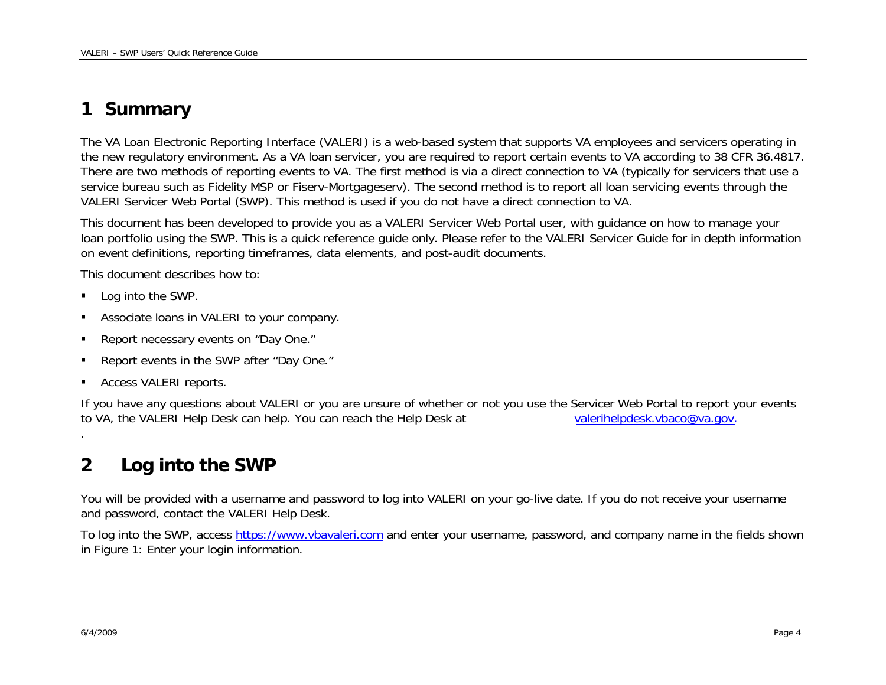# 1 Summary

The VA Loan Electronic Reporting Interface (VALERI) is a web-based system that supports VA employees and servicers operating in the new regulatory environment. As a VA loan servicer, you are required to report certain events to VA according to 38 CFR 36.4817. There are two methods of reporting events to VA. The first method is via a direct connection to VA (typically for servicers that use a service bureau such as Fidelity MSP or Fiserv-Mortgageserv). The second method is to report all loan servicing events through the VALERI Servicer Web Portal (SWP). This method is used if you do not have a direct connection to VA.

This document has been developed to provide you as a VALERI Servicer Web Portal user, with guidance on how to manage your loan portfolio using the SWP. This is a quick reference guide only. Please refer to the VALERI Servicer Guide for in depth information on event definitions, reporting timeframes, data elements, and post-audit documents.

This document describes how to:

- Log into the SWP.
- Associate loans in VALERI to your company.
- Report necessary events on "Day One."
- Report events in the SWP after "Day One."
- Access VALERI reports.

If you have any questions about VALERI or you are unsure of whether or not you use the Servicer Web Portal to report your events to VA, the VALERI Help Desk can help. You can reach the Help Desk at valerihelpdesk.vbaco@va.gov.

.

# 2 Log into the SWP

You will be provided with a username and password to log into VALERI on your go-live date. If you do not receive your username and password, contact the VALERI Help Desk.

To log into the SWP, access https://www.vbavaleri.com and enter your username, password, and company name in the fields shown in Figure 1: Enter your login information.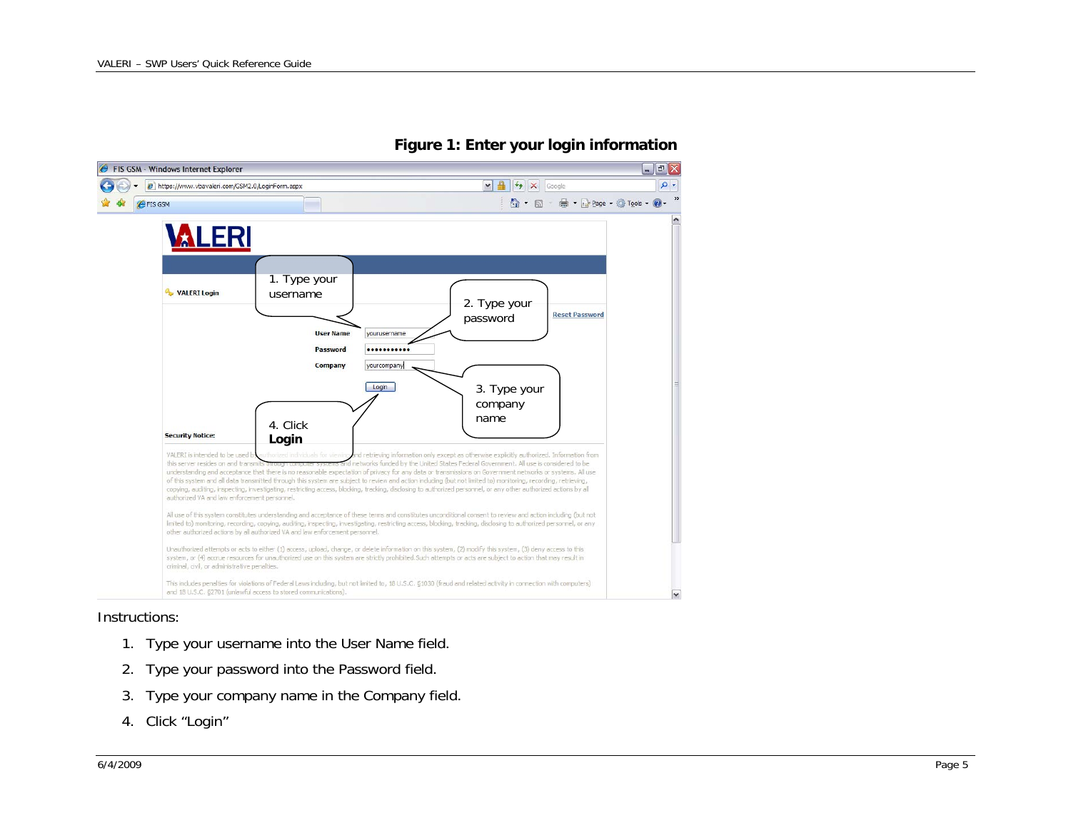**Figure 1: Enter your login information**

Instructions:

1. Type your username into the User Name field.
2. Type your password into the Password field.
3. Type your company name in the Company field.
4. Click "Login"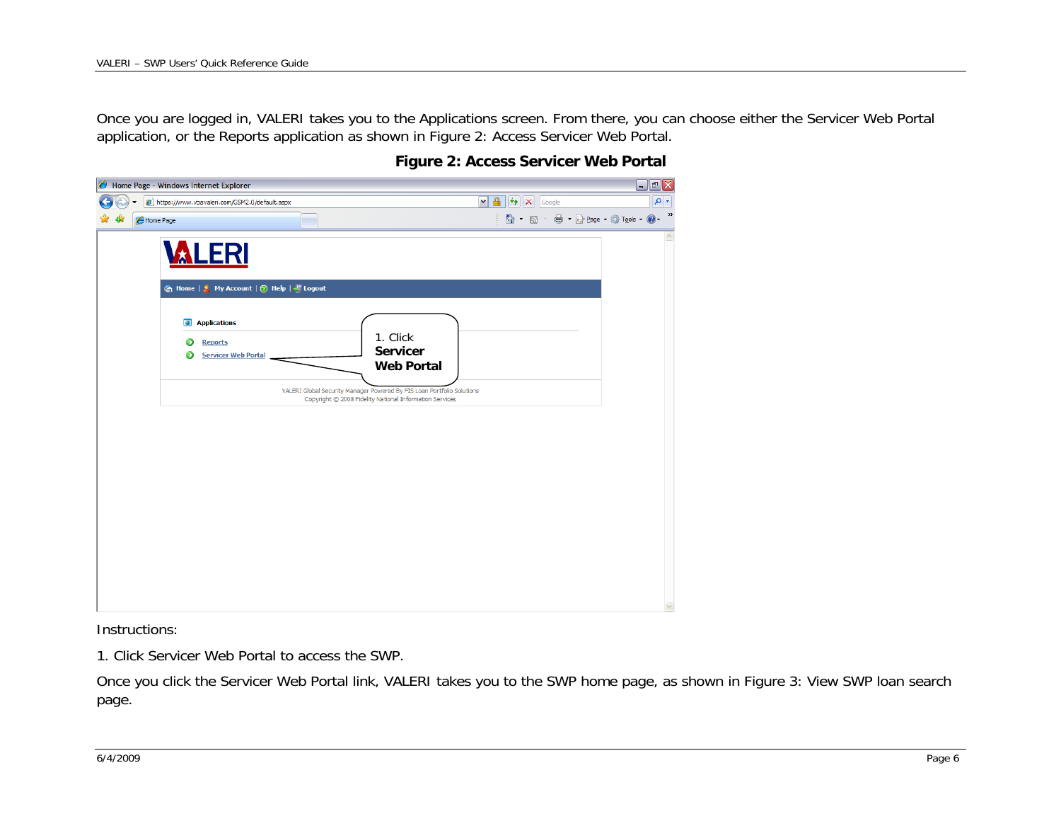Once you are logged in, VALERI takes you to the Applications screen. From there, you can choose either the Servicer Web Portal application, or the Reports application as shown in Figure 2: Access Servicer Web Portal.

**Figure 2: Access Servicer Web Portal**

Instructions:

1. Click Servicer Web Portal to access the SWP.

Once you click the Servicer Web Portal link, VALERI takes you to the SWP home page, as shown in Figure 3: View SWP loan search page.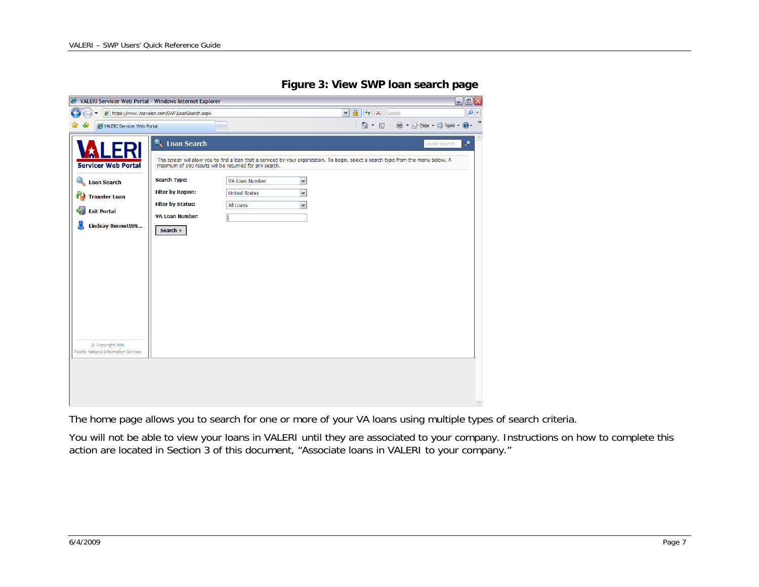**Figure 3: View SWP loan search page**

The home page allows you to search for one or more of your VA loans using multiple types of search criteria.

You will not be able to view your loans in VALERI until they are associated to your company. Instructions on how to complete this action are located in Section 3 of this document, “Associate loans in VALERI to your company.”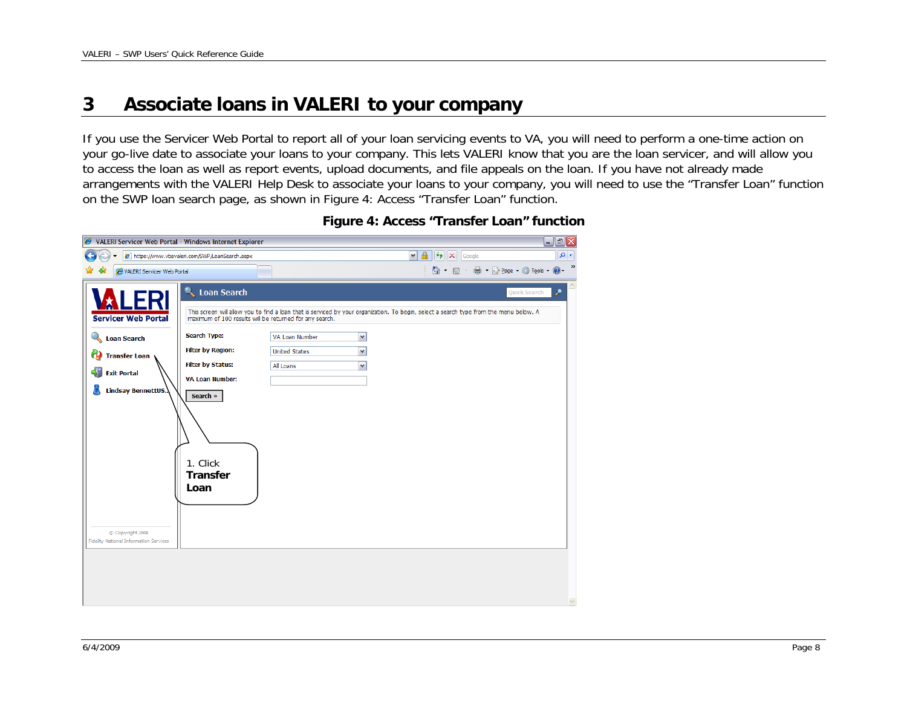# 3 Associate loans in VALERI to your company

If you use the Servicer Web Portal to report all of your loan servicing events to VA, you will need to perform a one-time action on your go-live date to associate your loans to your company. This lets VALERI know that you are the loan servicer, and will allow you to access the loan as well as report events, upload documents, and file appeals on the loan. If you have not already made arrangements with the VALERI Help Desk to associate your loans to your company, you will need to use the "Transfer Loan" function on the SWP loan search page, as shown in Figure 4: Access "Transfer Loan" function.

**Figure 4: Access "Transfer Loan" function**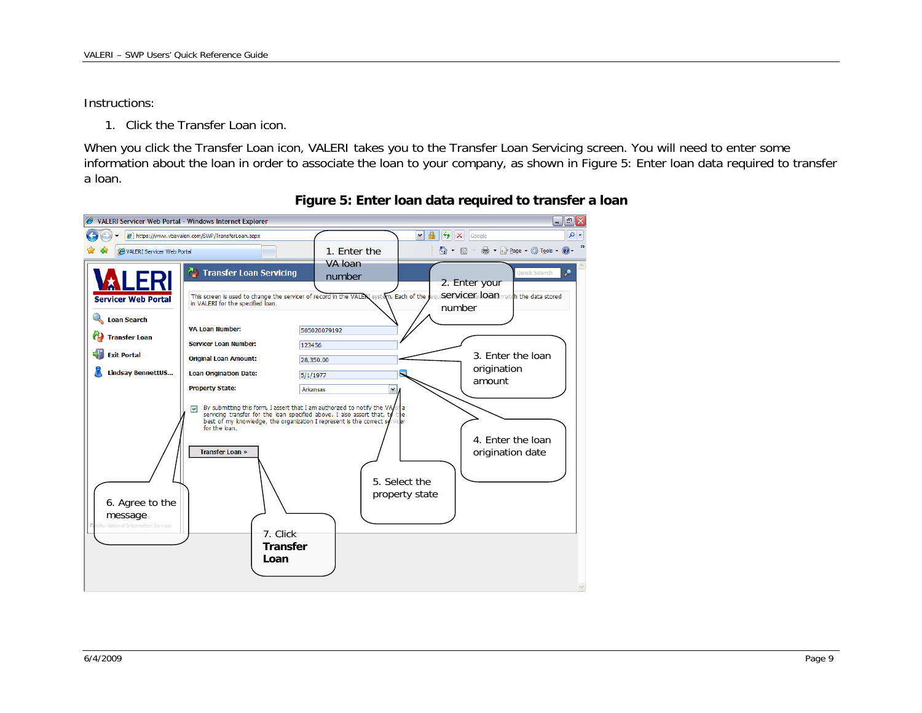Instructions:

1. Click the Transfer Loan icon.

When you click the Transfer Loan icon, VALERI takes you to the Transfer Loan Servicing screen. You will need to enter some information about the loan in order to associate the loan to your company, as shown in Figure 5: Enter loan data required to transfer a loan.

**Figure 5: Enter loan data required to transfer a loan**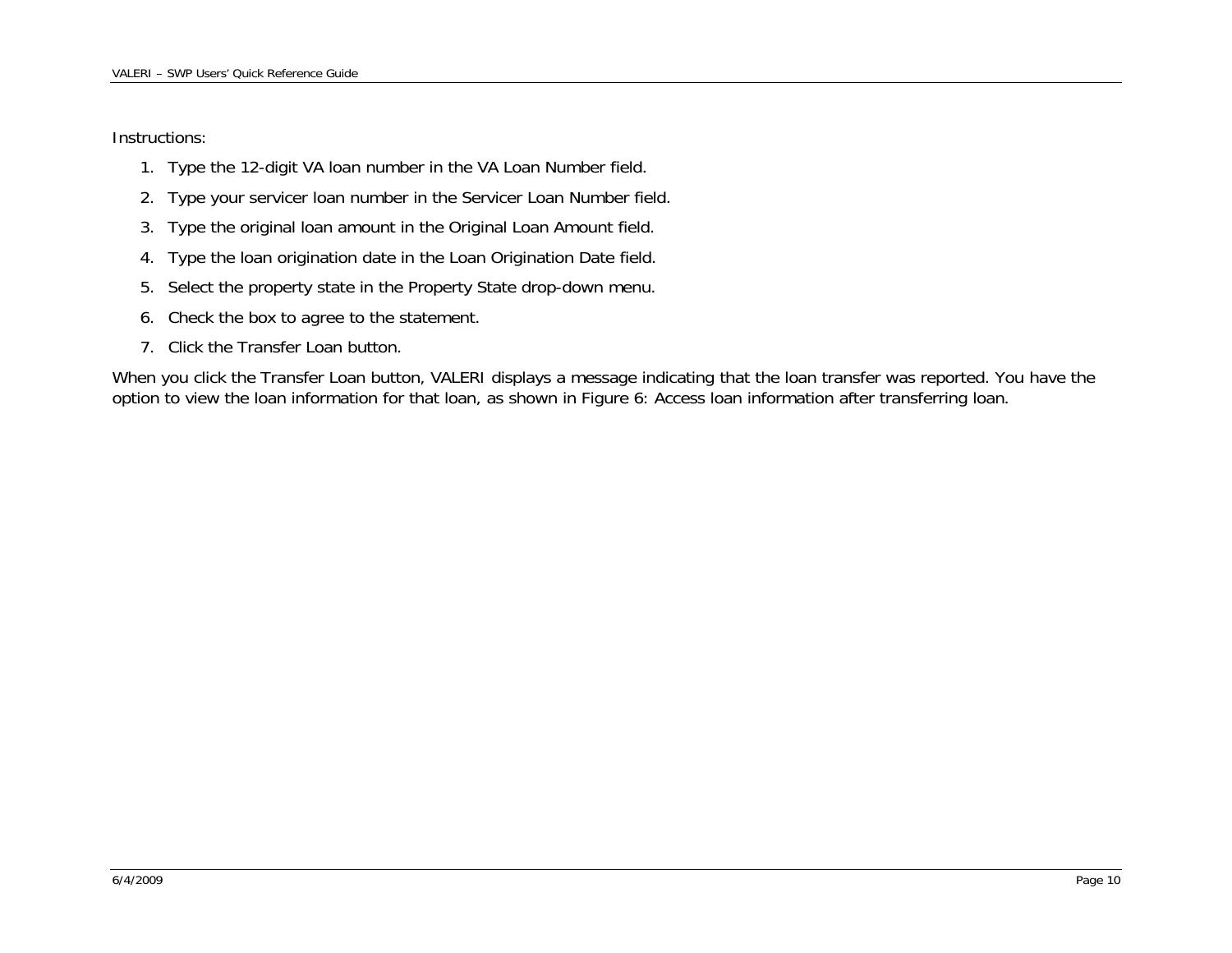Instructions:

1. Type the 12-digit VA loan number in the VA Loan Number field.
2. Type your servicer loan number in the Servicer Loan Number field.
3. Type the original loan amount in the Original Loan Amount field.
4. Type the loan origination date in the Loan Origination Date field.
5. Select the property state in the Property State drop-down menu.
6. Check the box to agree to the statement.
7. Click the Transfer Loan button.

When you click the Transfer Loan button, VALERI displays a message indicating that the loan transfer was reported. You have the option to view the loan information for that loan, as shown in Figure 6: Access loan information after transferring loan.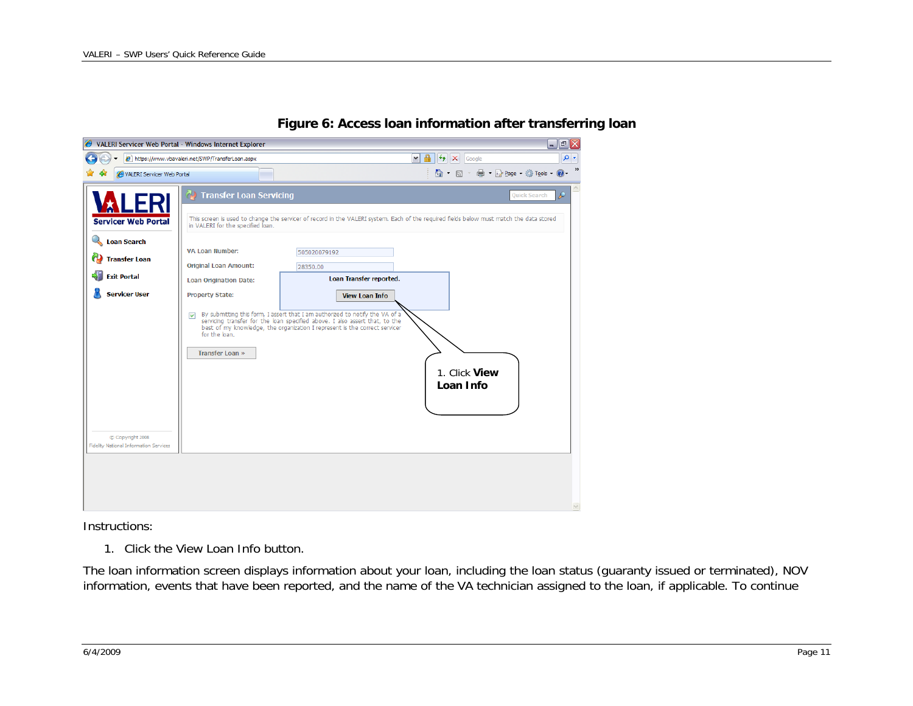**Figure 6: Access loan information after transferring loan**

Instructions:

1. Click the View Loan Info button.

The loan information screen displays information about your loan, including the loan status (guaranty issued or terminated), NOV information, events that have been reported, and the name of the VA technician assigned to the loan, if applicable. To continue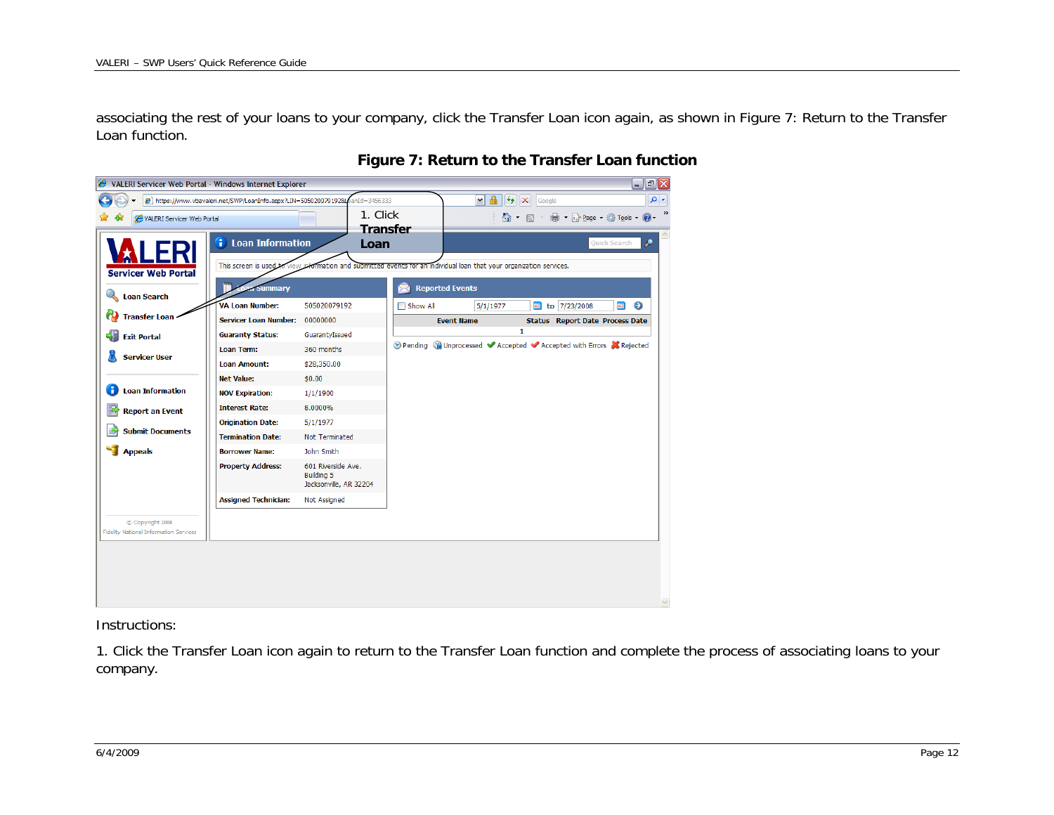associating the rest of your loans to your company, click the Transfer Loan icon again, as shown in Figure 7: Return to the Transfer Loan function.

**Figure 7: Return to the Transfer Loan function**

Instructions:

1. Click the Transfer Loan icon again to return to the Transfer Loan function and complete the process of associating loans to your company.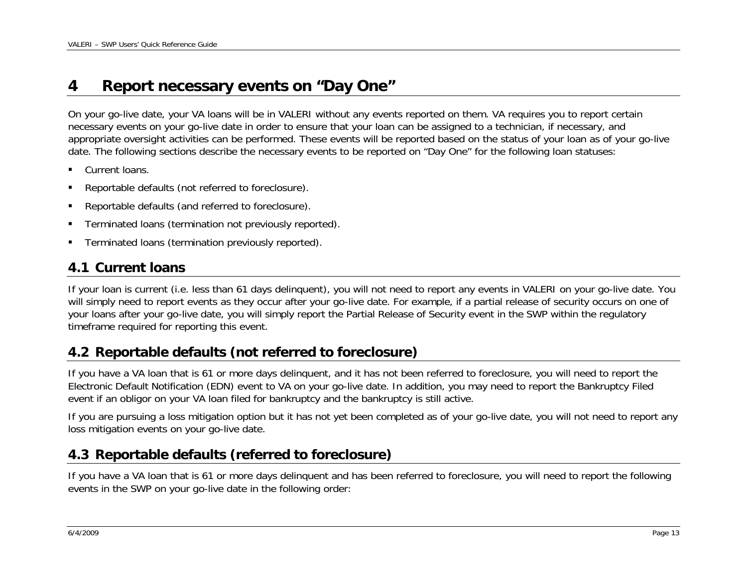# 4 Report necessary events on "Day One"

On your go-live date, your VA loans will be in VALERI without any events reported on them. VA requires you to report certain necessary events on your go-live date in order to ensure that your loan can be assigned to a technician, if necessary, and appropriate oversight activities can be performed. These events will be reported based on the status of your loan as of your go-live date. The following sections describe the necessary events to be reported on "Day One" for the following loan statuses:

- Current loans.
- Reportable defaults (not referred to foreclosure).
- Reportable defaults (and referred to foreclosure).
- Terminated loans (termination not previously reported).
- Terminated loans (termination previously reported).

## 4.1 Current loans

If your loan is current (i.e. less than 61 days delinquent), you will not need to report any events in VALERI on your go-live date. You will simply need to report events as they occur after your go-live date. For example, if a partial release of security occurs on one of your loans after your go-live date, you will simply report the Partial Release of Security event in the SWP within the regulatory timeframe required for reporting this event.

## 4.2 Reportable defaults (not referred to foreclosure)

If you have a VA loan that is 61 or more days delinquent, and it has not been referred to foreclosure, you will need to report the Electronic Default Notification (EDN) event to VA on your go-live date. In addition, you may need to report the Bankruptcy Filed event if an obligor on your VA loan filed for bankruptcy and the bankruptcy is still active.

If you are pursuing a loss mitigation option but it has not yet been completed as of your go-live date, you will not need to report any loss mitigation events on your go-live date.

## 4.3 Reportable defaults (referred to foreclosure)

If you have a VA loan that is 61 or more days delinquent and has been referred to foreclosure, you will need to report the following events in the SWP on your go-live date in the following order: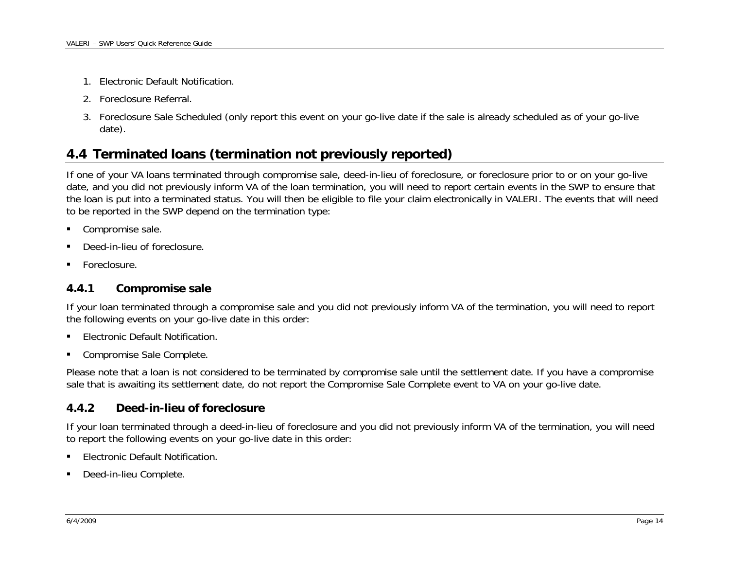1. Electronic Default Notification.
2. Foreclosure Referral.
3. Foreclosure Sale Scheduled (only report this event on your go-live date if the sale is already scheduled as of your go-live date).

## 4.4 Terminated loans (termination not previously reported)

If one of your VA loans terminated through compromise sale, deed-in-lieu of foreclosure, or foreclosure prior to or on your go-live date, and you did not previously inform VA of the loan termination, you will need to report certain events in the SWP to ensure that the loan is put into a terminated status. You will then be eligible to file your claim electronically in VALERI. The events that will need to be reported in the SWP depend on the termination type:

- Compromise sale.
- Deed-in-lieu of foreclosure.
- Foreclosure.

### 4.4.1 Compromise sale

If your loan terminated through a compromise sale and you did not previously inform VA of the termination, you will need to report the following events on your go-live date in this order:

- Electronic Default Notification.
- Compromise Sale Complete.

Please note that a loan is not considered to be terminated by compromise sale until the settlement date. If you have a compromise sale that is awaiting its settlement date, do not report the Compromise Sale Complete event to VA on your go-live date.

### 4.4.2 Deed-in-lieu of foreclosure

If your loan terminated through a deed-in-lieu of foreclosure and you did not previously inform VA of the termination, you will need to report the following events on your go-live date in this order:

- Electronic Default Notification.
- Deed-in-lieu Complete.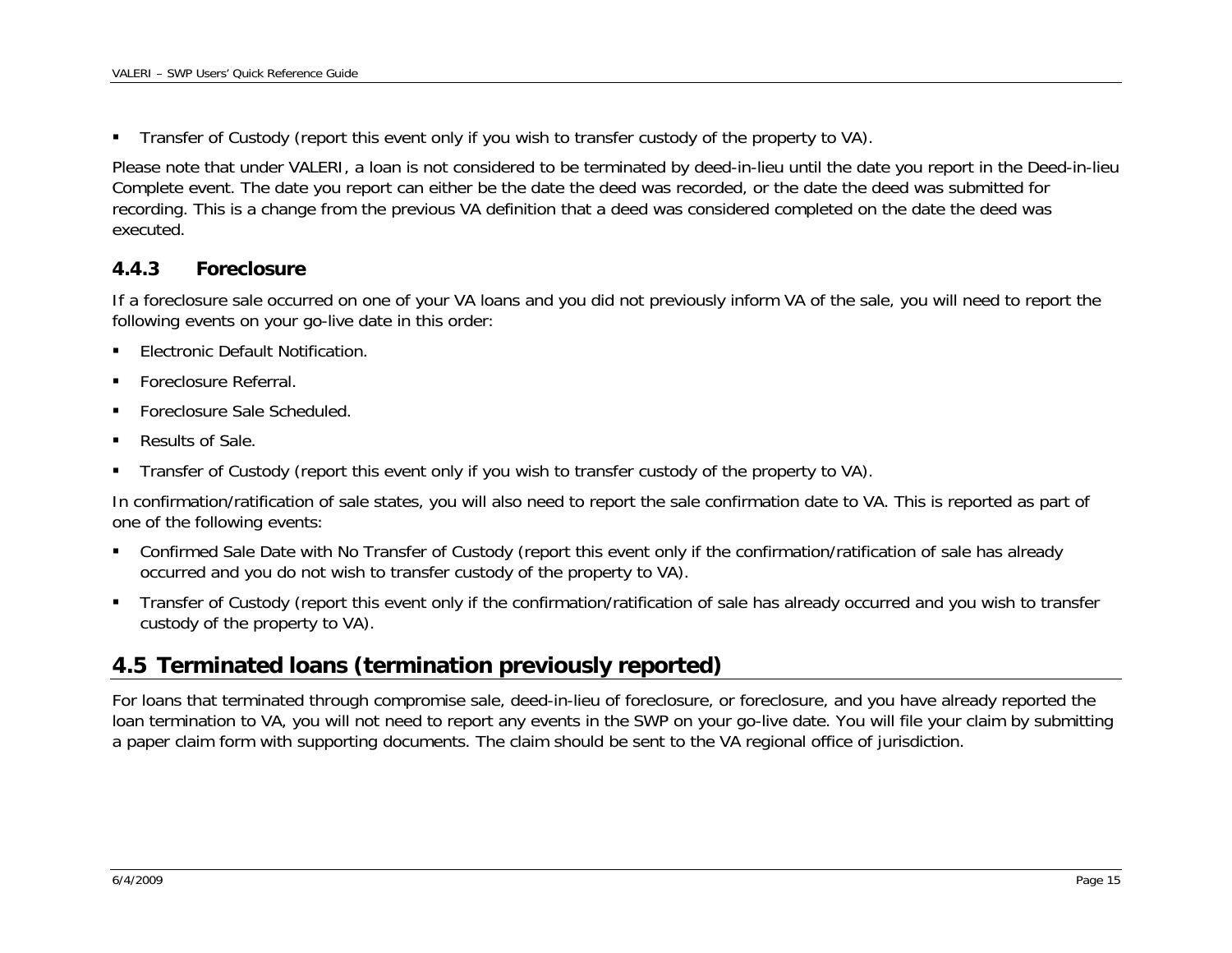- Transfer of Custody (report this event only if you wish to transfer custody of the property to VA).

Please note that under VALERI, a loan is not considered to be terminated by deed-in-lieu until the date you report in the Deed-in-lieu Complete event. The date you report can either be the date the deed was recorded, or the date the deed was submitted for recording. This is a change from the previous VA definition that a deed was considered completed on the date the deed was executed.

### 4.4.3 Foreclosure

If a foreclosure sale occurred on one of your VA loans and you did not previously inform VA of the sale, you will need to report the following events on your go-live date in this order:

- Electronic Default Notification.
- Foreclosure Referral.
- Foreclosure Sale Scheduled.
- Results of Sale.
- Transfer of Custody (report this event only if you wish to transfer custody of the property to VA).

In confirmation/ratification of sale states, you will also need to report the sale confirmation date to VA. This is reported as part of one of the following events:

- Confirmed Sale Date with No Transfer of Custody (report this event only if the confirmation/ratification of sale has already occurred and you do not wish to transfer custody of the property to VA).
- Transfer of Custody (report this event only if the confirmation/ratification of sale has already occurred and you wish to transfer custody of the property to VA).

## 4.5 Terminated loans (termination previously reported)

For loans that terminated through compromise sale, deed-in-lieu of foreclosure, or foreclosure, and you have already reported the loan termination to VA, you will not need to report any events in the SWP on your go-live date. You will file your claim by submitting a paper claim form with supporting documents. The claim should be sent to the VA regional office of jurisdiction.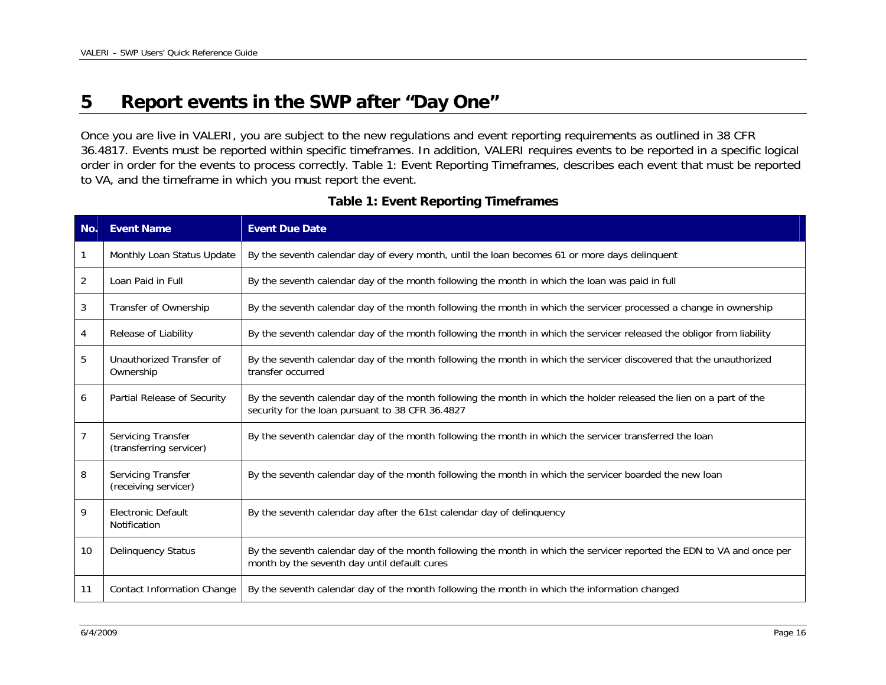# 5 Report events in the SWP after "Day One"

Once you are live in VALERI, you are subject to the new regulations and event reporting requirements as outlined in 38 CFR 36.4817. Events must be reported within specific timeframes. In addition, VALERI requires events to be reported in a specific logical order in order for the events to process correctly. Table 1: Event Reporting Timeframes, describes each event that must be reported to VA, and the timeframe in which you must report the event.

**Table 1: Event Reporting Timeframes**

| No. | Event Name | Event Due Date |
|---|---|---|
| 1 | Monthly Loan Status Update | By the seventh calendar day of every month, until the loan becomes 61 or more days delinquent |
| 2 | Loan Paid in Full | By the seventh calendar day of the month following the month in which the loan was paid in full |
| 3 | Transfer of Ownership | By the seventh calendar day of the month following the month in which the servicer processed a change in ownership |
| 4 | Release of Liability | By the seventh calendar day of the month following the month in which the servicer released the obligor from liability |
| 5 | Unauthorized Transfer of Ownership | By the seventh calendar day of the month following the month in which the servicer discovered that the unauthorized transfer occurred |
| 6 | Partial Release of Security | By the seventh calendar day of the month following the month in which the holder released the lien on a part of the security for the loan pursuant to 38 CFR 36.4827 |
| 7 | Servicing Transfer (transferring servicer) | By the seventh calendar day of the month following the month in which the servicer transferred the loan |
| 8 | Servicing Transfer (receiving servicer) | By the seventh calendar day of the month following the month in which the servicer boarded the new loan |
| 9 | Electronic Default Notification | By the seventh calendar day after the 61st calendar day of delinquency |
| 10 | Delinquency Status | By the seventh calendar day of the month following the month in which the servicer reported the EDN to VA and once per month by the seventh day until default cures |
| 11 | Contact Information Change | By the seventh calendar day of the month following the month in which the information changed |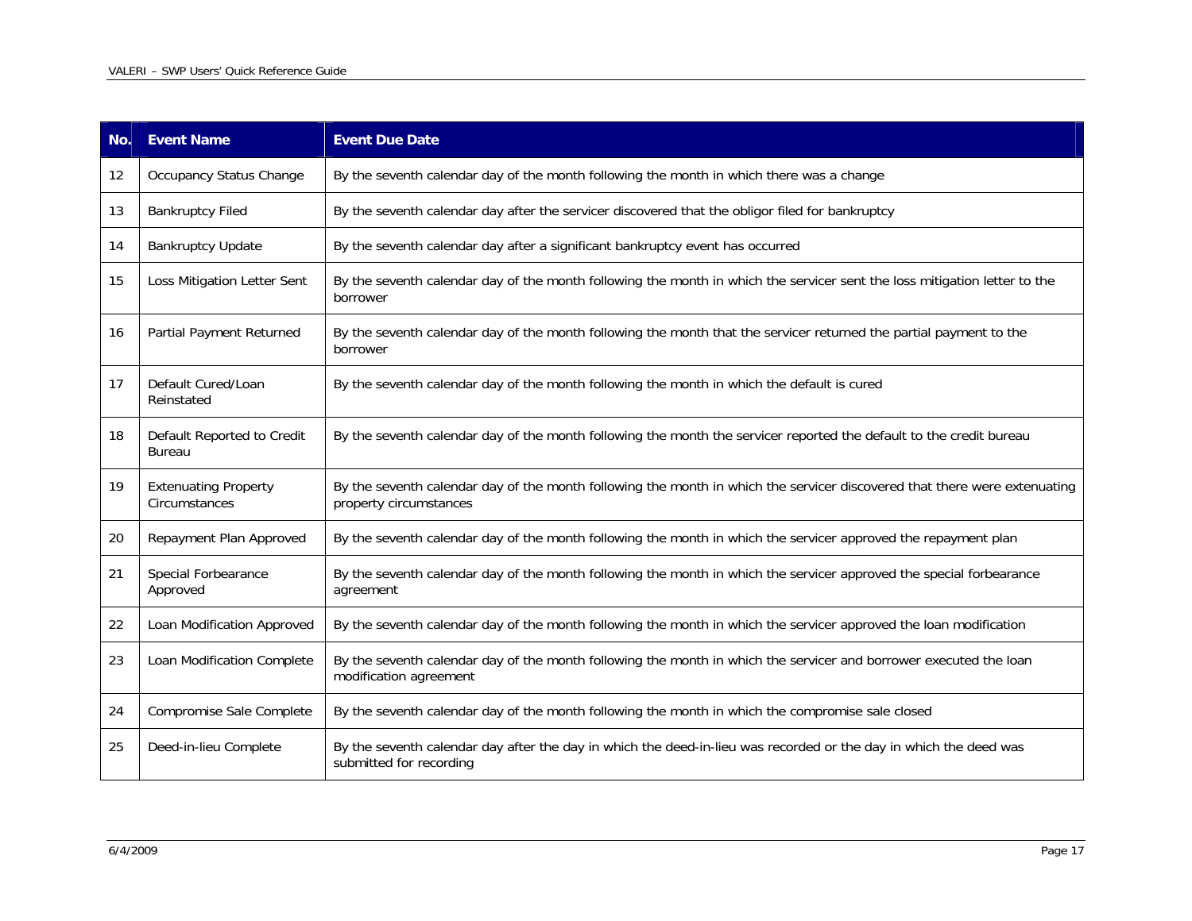| No. | Event Name | Event Due Date |
|---|---|---|
| 12 | Occupancy Status Change | By the seventh calendar day of the month following the month in which there was a change |
| 13 | Bankruptcy Filed | By the seventh calendar day after the servicer discovered that the obligor filed for bankruptcy |
| 14 | Bankruptcy Update | By the seventh calendar day after a significant bankruptcy event has occurred |
| 15 | Loss Mitigation Letter Sent | By the seventh calendar day of the month following the month in which the servicer sent the loss mitigation letter to the borrower |
| 16 | Partial Payment Returned | By the seventh calendar day of the month following the month that the servicer returned the partial payment to the borrower |
| 17 | Default Cured/Loan Reinstated | By the seventh calendar day of the month following the month in which the default is cured |
| 18 | Default Reported to Credit Bureau | By the seventh calendar day of the month following the month the servicer reported the default to the credit bureau |
| 19 | Extenuating Property Circumstances | By the seventh calendar day of the month following the month in which the servicer discovered that there were extenuating property circumstances |
| 20 | Repayment Plan Approved | By the seventh calendar day of the month following the month in which the servicer approved the repayment plan |
| 21 | Special Forbearance Approved | By the seventh calendar day of the month following the month in which the servicer approved the special forbearance agreement |
| 22 | Loan Modification Approved | By the seventh calendar day of the month following the month in which the servicer approved the loan modification |
| 23 | Loan Modification Complete | By the seventh calendar day of the month following the month in which the servicer and borrower executed the loan modification agreement |
| 24 | Compromise Sale Complete | By the seventh calendar day of the month following the month in which the compromise sale closed |
| 25 | Deed-in-lieu Complete | By the seventh calendar day after the day in which the deed-in-lieu was recorded or the day in which the deed was submitted for recording |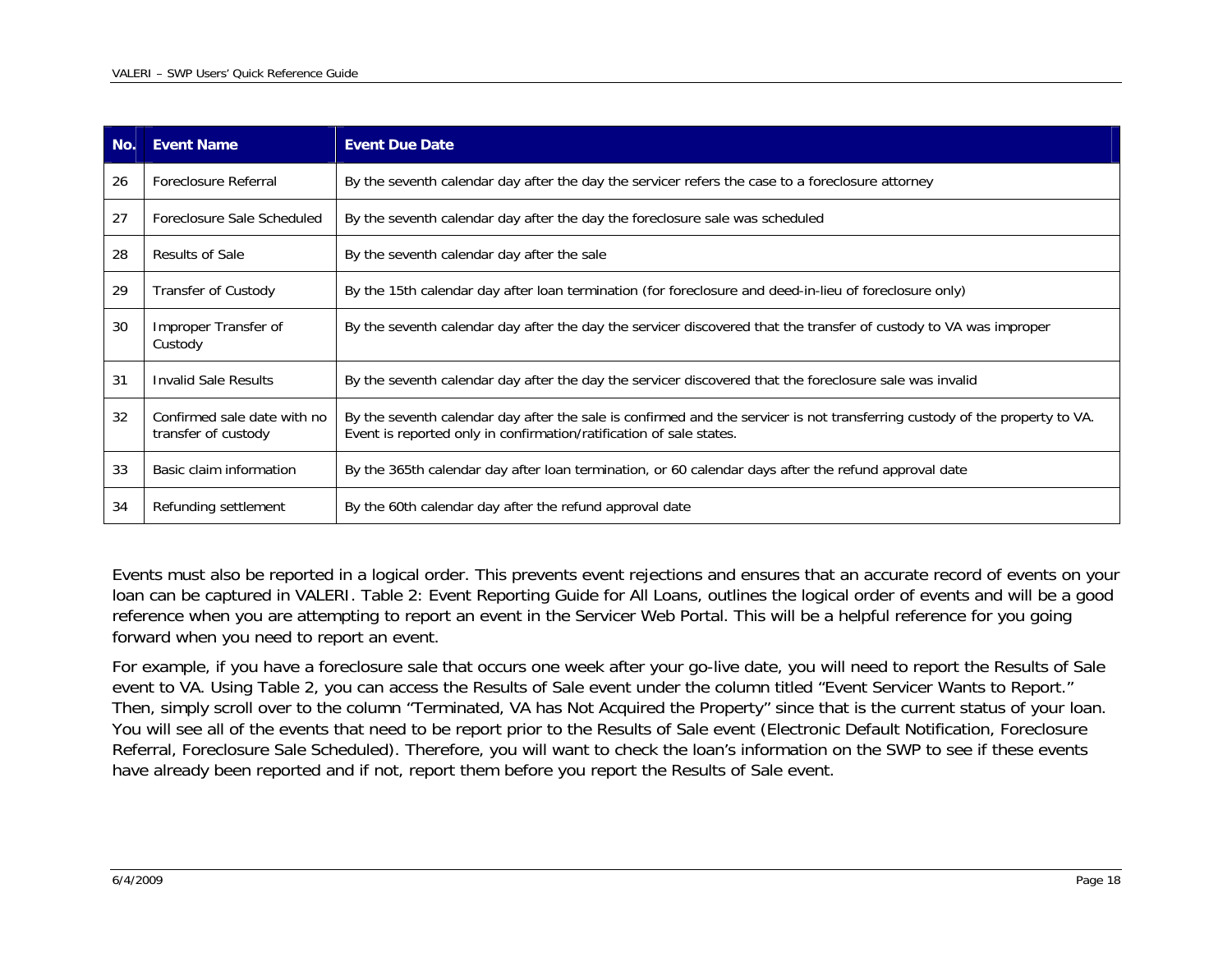| No. | Event Name | Event Due Date |
|---|---|---|
| 26 | Foreclosure Referral | By the seventh calendar day after the day the servicer refers the case to a foreclosure attorney |
| 27 | Foreclosure Sale Scheduled | By the seventh calendar day after the day the foreclosure sale was scheduled |
| 28 | Results of Sale | By the seventh calendar day after the sale |
| 29 | Transfer of Custody | By the 15th calendar day after loan termination (for foreclosure and deed-in-lieu of foreclosure only) |
| 30 | Improper Transfer of Custody | By the seventh calendar day after the day the servicer discovered that the transfer of custody to VA was improper |
| 31 | Invalid Sale Results | By the seventh calendar day after the day the servicer discovered that the foreclosure sale was invalid |
| 32 | Confirmed sale date with no transfer of custody | By the seventh calendar day after the sale is confirmed and the servicer is not transferring custody of the property to VA. Event is reported only in confirmation/ratification of sale states. |
| 33 | Basic claim information | By the 365th calendar day after loan termination, or 60 calendar days after the refund approval date |
| 34 | Refunding settlement | By the 60th calendar day after the refund approval date |

Events must also be reported in a logical order. This prevents event rejections and ensures that an accurate record of events on your loan can be captured in VALERI. Table 2: Event Reporting Guide for All Loans, outlines the logical order of events and will be a good reference when you are attempting to report an event in the Servicer Web Portal. This will be a helpful reference for you going forward when you need to report an event.

For example, if you have a foreclosure sale that occurs one week after your go-live date, you will need to report the Results of Sale event to VA. Using Table 2, you can access the Results of Sale event under the column titled "Event Servicer Wants to Report." Then, simply scroll over to the column "Terminated, VA has Not Acquired the Property" since that is the current status of your loan. You will see all of the events that need to be report prior to the Results of Sale event (Electronic Default Notification, Foreclosure Referral, Foreclosure Sale Scheduled). Therefore, you will want to check the loan's information on the SWP to see if these events have already been reported and if not, report them before you report the Results of Sale event.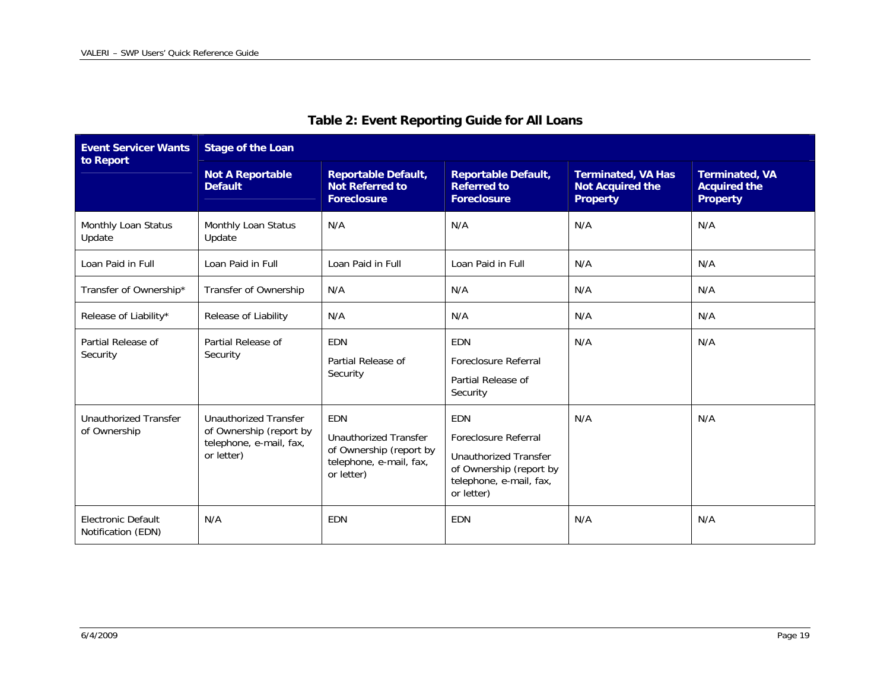## Table 2: Event Reporting Guide for All Loans

| Event Servicer Wants to Report | Stage of the Loan | | | | |
|---|---|---|---|---|---|
| | **Not A Reportable Default** | **Reportable Default, Not Referred to Foreclosure** | **Reportable Default, Referred to Foreclosure** | **Terminated, VA Has Not Acquired the Property** | **Terminated, VA Acquired the Property** |
| Monthly Loan Status Update | Monthly Loan Status Update | N/A | N/A | N/A | N/A |
| Loan Paid in Full | Loan Paid in Full | Loan Paid in Full | Loan Paid in Full | N/A | N/A |
| Transfer of Ownership* | Transfer of Ownership | N/A | N/A | N/A | N/A |
| Release of Liability* | Release of Liability | N/A | N/A | N/A | N/A |
| Partial Release of Security | Partial Release of Security | EDN<br>Partial Release of Security | EDN<br>Foreclosure Referral<br>Partial Release of Security | N/A | N/A |
| Unauthorized Transfer of Ownership | Unauthorized Transfer of Ownership (report by telephone, e-mail, fax, or letter) | EDN<br>Unauthorized Transfer of Ownership (report by telephone, e-mail, fax, or letter) | EDN<br>Foreclosure Referral<br>Unauthorized Transfer of Ownership (report by telephone, e-mail, fax, or letter) | N/A | N/A |
| Electronic Default Notification (EDN) | N/A | EDN | EDN | N/A | N/A |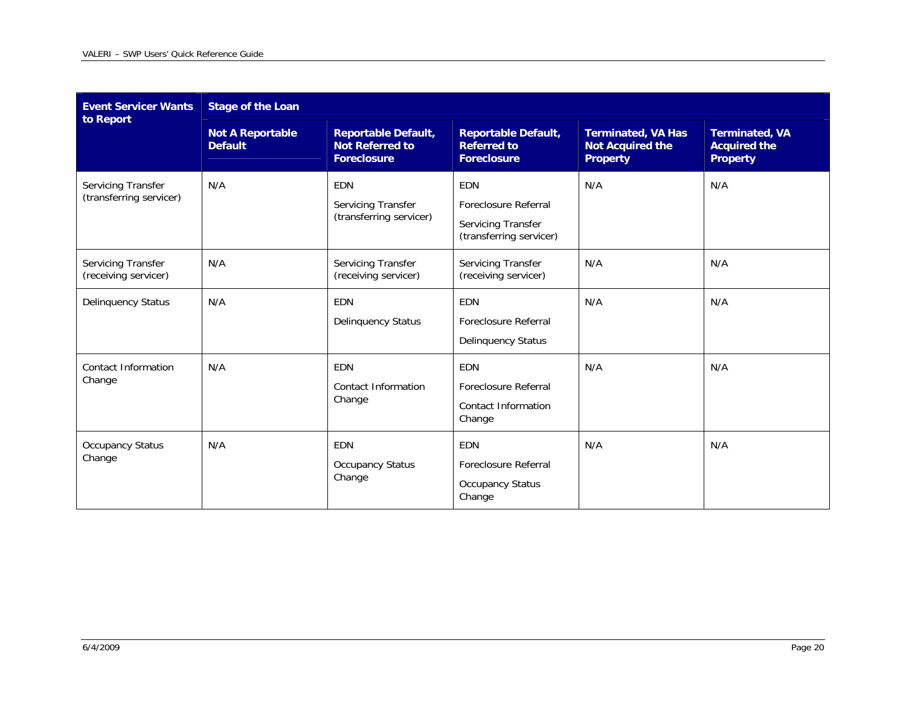| Event Servicer Wants to Report | Stage of the Loan | | | | |
|---|---|---|---|---|---|
| | Not A Reportable Default | Reportable Default, Not Referred to Foreclosure | Reportable Default, Referred to Foreclosure | Terminated, VA Has Not Acquired the Property | Terminated, VA Acquired the Property |
| Servicing Transfer (transferring servicer) | N/A | EDN<br><br>Servicing Transfer (transferring servicer) | EDN<br><br>Foreclosure Referral<br><br>Servicing Transfer (transferring servicer) | N/A | N/A |
| Servicing Transfer (receiving servicer) | N/A | Servicing Transfer (receiving servicer) | Servicing Transfer (receiving servicer) | N/A | N/A |
| Delinquency Status | N/A | EDN<br><br>Delinquency Status | EDN<br><br>Foreclosure Referral<br><br>Delinquency Status | N/A | N/A |
| Contact Information Change | N/A | EDN<br><br>Contact Information Change | EDN<br><br>Foreclosure Referral<br><br>Contact Information Change | N/A | N/A |
| Occupancy Status Change | N/A | EDN<br><br>Occupancy Status Change | EDN<br><br>Foreclosure Referral<br><br>Occupancy Status Change | N/A | N/A |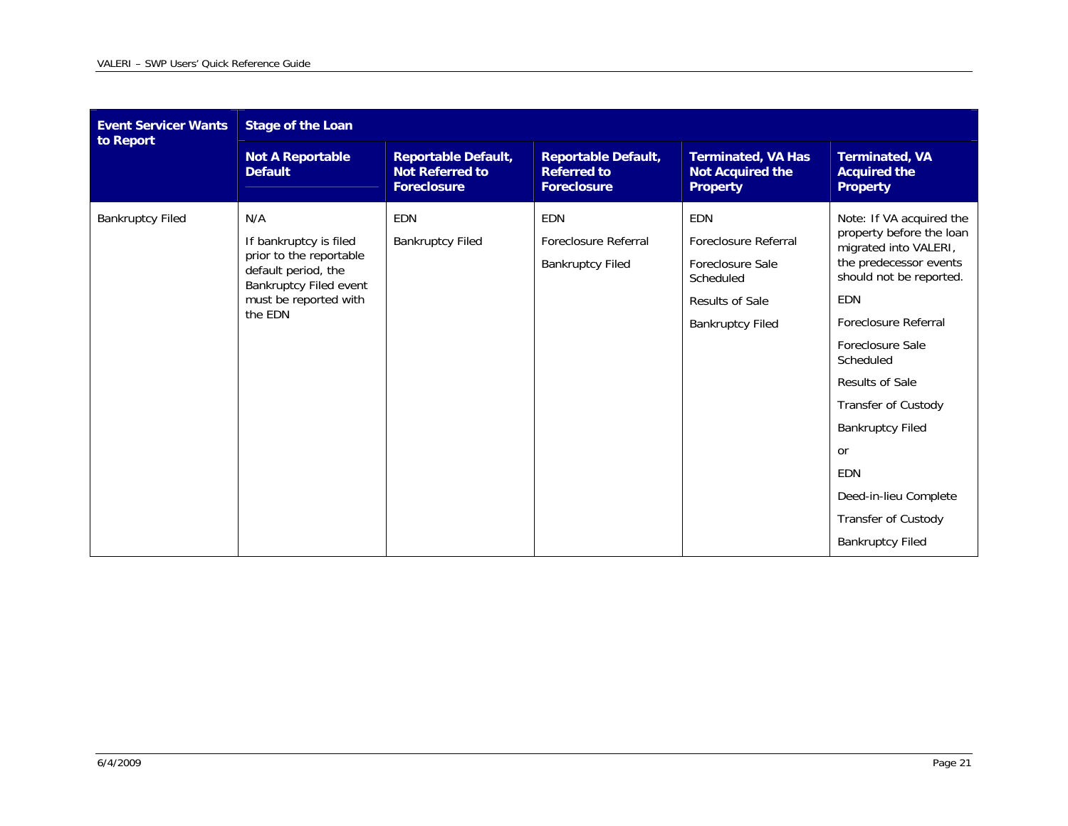| Event Servicer Wants to Report | Stage of the Loan | | | | |
|---|---|---|---|---|---|
| | Not A Reportable Default | Reportable Default, Not Referred to Foreclosure | Reportable Default, Referred to Foreclosure | Terminated, VA Has Not Acquired the Property | Terminated, VA Acquired the Property |
| Bankruptcy Filed | N/A<br><br>If bankruptcy is filed prior to the reportable default period, the Bankruptcy Filed event must be reported with the EDN | EDN<br><br>Bankruptcy Filed | EDN<br><br>Foreclosure Referral<br><br>Bankruptcy Filed | EDN<br><br>Foreclosure Referral<br><br>Foreclosure Sale Scheduled<br><br>Results of Sale<br><br>Bankruptcy Filed | Note: If VA acquired the property before the loan migrated into VALERI, the predecessor events should not be reported.<br><br>EDN<br><br>Foreclosure Referral<br><br>Foreclosure Sale Scheduled<br><br>Results of Sale<br><br>Transfer of Custody<br><br>Bankruptcy Filed<br><br>or<br><br>EDN<br><br>Deed-in-lieu Complete<br><br>Transfer of Custody<br><br>Bankruptcy Filed |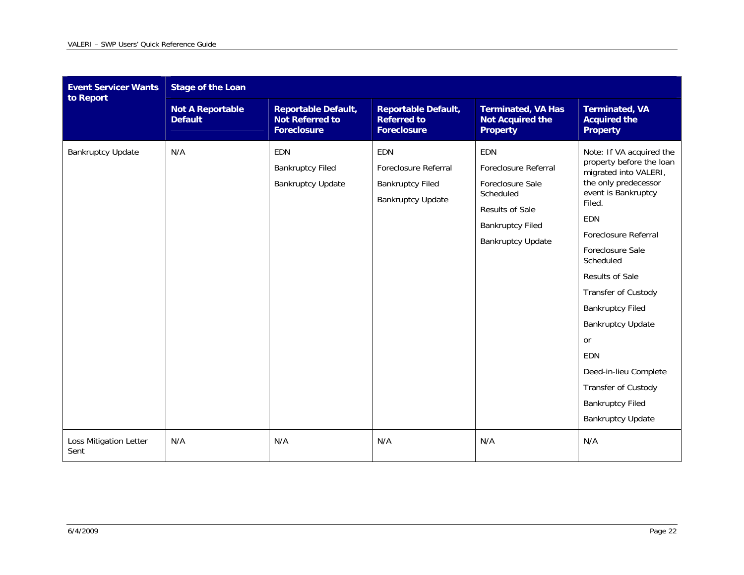| Event Servicer Wants to Report | Stage of the Loan | | | | |
|---|---|---|---|---|---|
| | **Not A Reportable Default** | **Reportable Default, Not Referred to Foreclosure** | **Reportable Default, Referred to Foreclosure** | **Terminated, VA Has Not Acquired the Property** | **Terminated, VA Acquired the Property** |
| Bankruptcy Update | N/A | EDN<br>Bankruptcy Filed<br>Bankruptcy Update | EDN<br>Foreclosure Referral<br>Bankruptcy Filed<br>Bankruptcy Update | EDN<br>Foreclosure Referral<br>Foreclosure Sale Scheduled<br>Results of Sale<br>Bankruptcy Filed<br>Bankruptcy Update | Note: If VA acquired the property before the loan migrated into VALERI, the only predecessor event is Bankruptcy Filed.<br>EDN<br>Foreclosure Referral<br>Foreclosure Sale Scheduled<br>Results of Sale<br>Transfer of Custody<br>Bankruptcy Filed<br>Bankruptcy Update<br>or<br>EDN<br>Deed-in-lieu Complete<br>Transfer of Custody<br>Bankruptcy Filed<br>Bankruptcy Update |
| Loss Mitigation Letter Sent | N/A | N/A | N/A | N/A | N/A |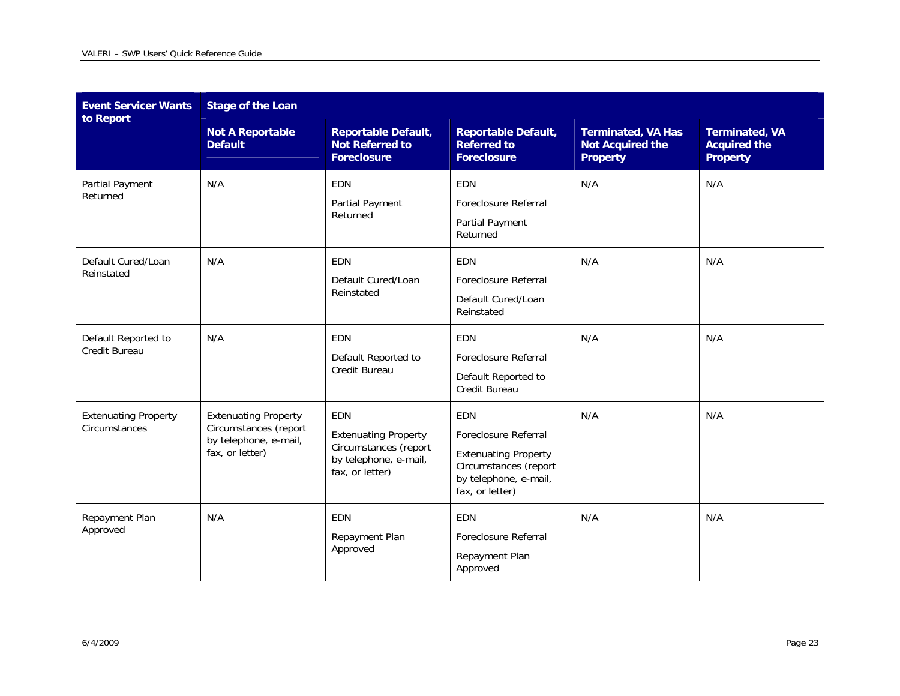| Event Servicer Wants to Report | Stage of the Loan | | | | |
|---|---|---|---|---|---|
| | **Not A Reportable Default** | **Reportable Default, Not Referred to Foreclosure** | **Reportable Default, Referred to Foreclosure** | **Terminated, VA Has Not Acquired the Property** | **Terminated, VA Acquired the Property** |
| Partial Payment Returned | N/A | EDN<br><br>Partial Payment Returned | EDN<br><br>Foreclosure Referral<br><br>Partial Payment Returned | N/A | N/A |
| Default Cured/Loan Reinstated | N/A | EDN<br><br>Default Cured/Loan Reinstated | EDN<br><br>Foreclosure Referral<br><br>Default Cured/Loan Reinstated | N/A | N/A |
| Default Reported to Credit Bureau | N/A | EDN<br><br>Default Reported to Credit Bureau | EDN<br><br>Foreclosure Referral<br><br>Default Reported to Credit Bureau | N/A | N/A |
| Extenuating Property Circumstances | Extenuating Property Circumstances (report by telephone, e-mail, fax, or letter) | EDN<br><br>Extenuating Property Circumstances (report by telephone, e-mail, fax, or letter) | EDN<br><br>Foreclosure Referral<br><br>Extenuating Property Circumstances (report by telephone, e-mail, fax, or letter) | N/A | N/A |
| Repayment Plan Approved | N/A | EDN<br><br>Repayment Plan Approved | EDN<br><br>Foreclosure Referral<br><br>Repayment Plan Approved | N/A | N/A |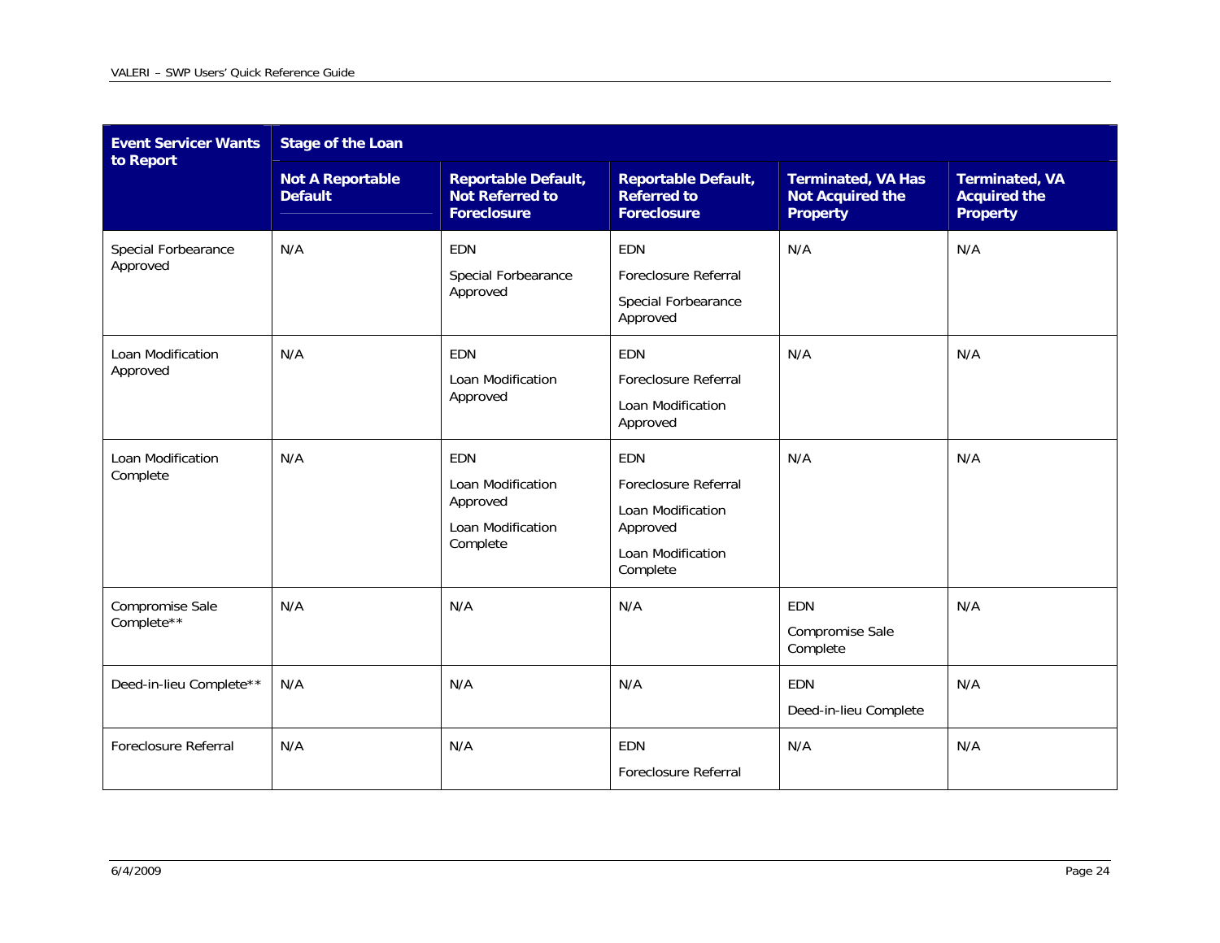| Event Servicer Wants to Report | Stage of the Loan | | | | |
|---|---|---|---|---|---|
| | **Not A Reportable Default** | **Reportable Default, Not Referred to Foreclosure** | **Reportable Default, Referred to Foreclosure** | **Terminated, VA Has Not Acquired the Property** | **Terminated, VA Acquired the Property** |
| Special Forbearance Approved | N/A | EDN<br><br>Special Forbearance Approved | EDN<br><br>Foreclosure Referral<br><br>Special Forbearance Approved | N/A | N/A |
| Loan Modification Approved | N/A | EDN<br><br>Loan Modification Approved | EDN<br><br>Foreclosure Referral<br><br>Loan Modification Approved | N/A | N/A |
| Loan Modification Complete | N/A | EDN<br><br>Loan Modification Approved<br><br>Loan Modification Complete | EDN<br><br>Foreclosure Referral<br><br>Loan Modification Approved<br><br>Loan Modification Complete | N/A | N/A |
| Compromise Sale Complete** | N/A | N/A | N/A | EDN<br><br>Compromise Sale Complete | N/A |
| Deed-in-lieu Complete** | N/A | N/A | N/A | EDN<br><br>Deed-in-lieu Complete | N/A |
| Foreclosure Referral | N/A | N/A | EDN<br><br>Foreclosure Referral | N/A | N/A |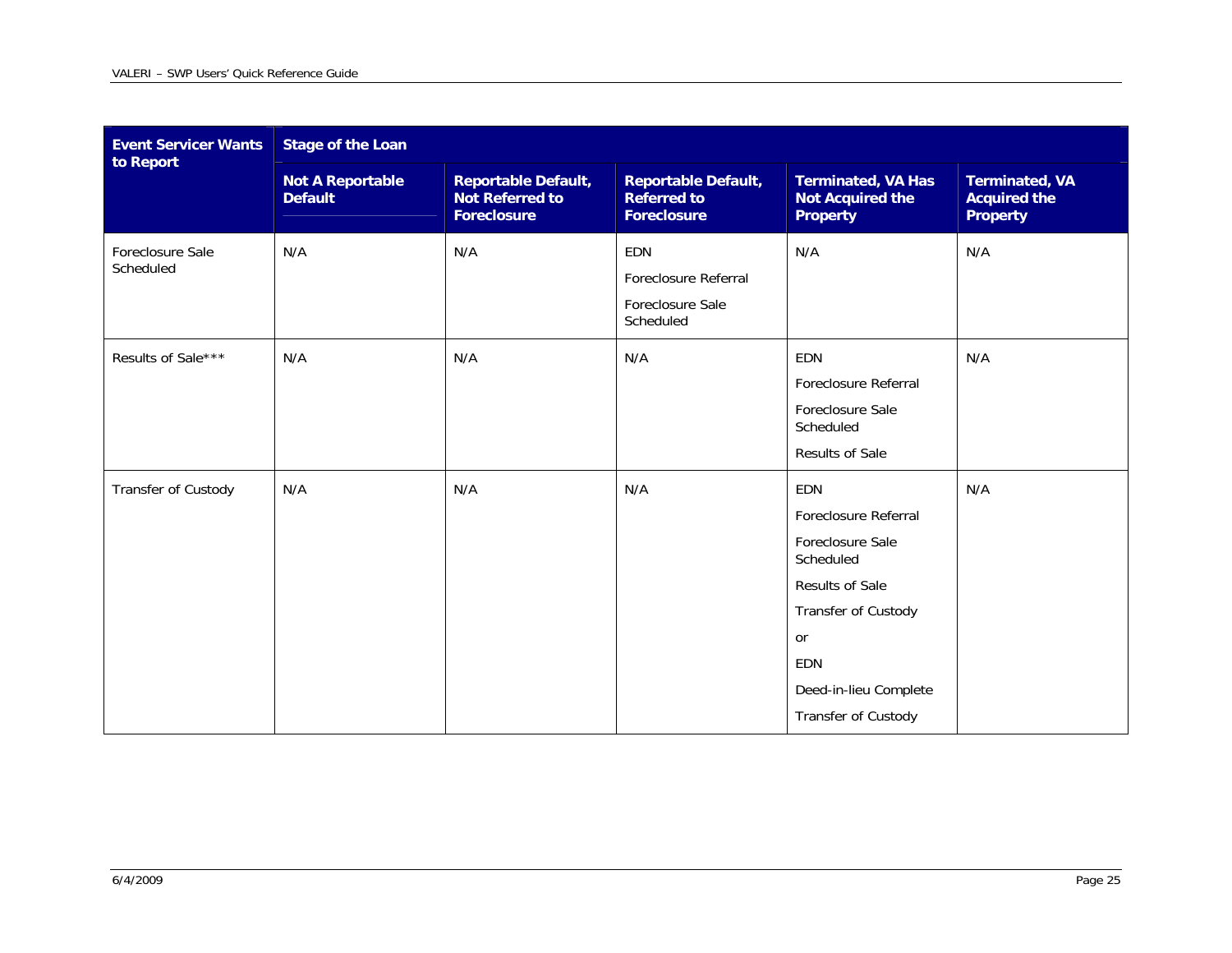| Event Servicer Wants to Report | Stage of the Loan | | | | |
|---|---|---|---|---|---|
| | **Not A Reportable Default** | **Reportable Default, Not Referred to Foreclosure** | **Reportable Default, Referred to Foreclosure** | **Terminated, VA Has Not Acquired the Property** | **Terminated, VA Acquired the Property** |
| Foreclosure Sale Scheduled | N/A | N/A | EDN<br>Foreclosure Referral<br>Foreclosure Sale Scheduled | N/A | N/A |
| Results of Sale*** | N/A | N/A | N/A | EDN<br>Foreclosure Referral<br>Foreclosure Sale Scheduled<br>Results of Sale | N/A |
| Transfer of Custody | N/A | N/A | N/A | EDN<br>Foreclosure Referral<br>Foreclosure Sale Scheduled<br>Results of Sale<br>Transfer of Custody<br>or<br>EDN<br>Deed-in-lieu Complete<br>Transfer of Custody | N/A |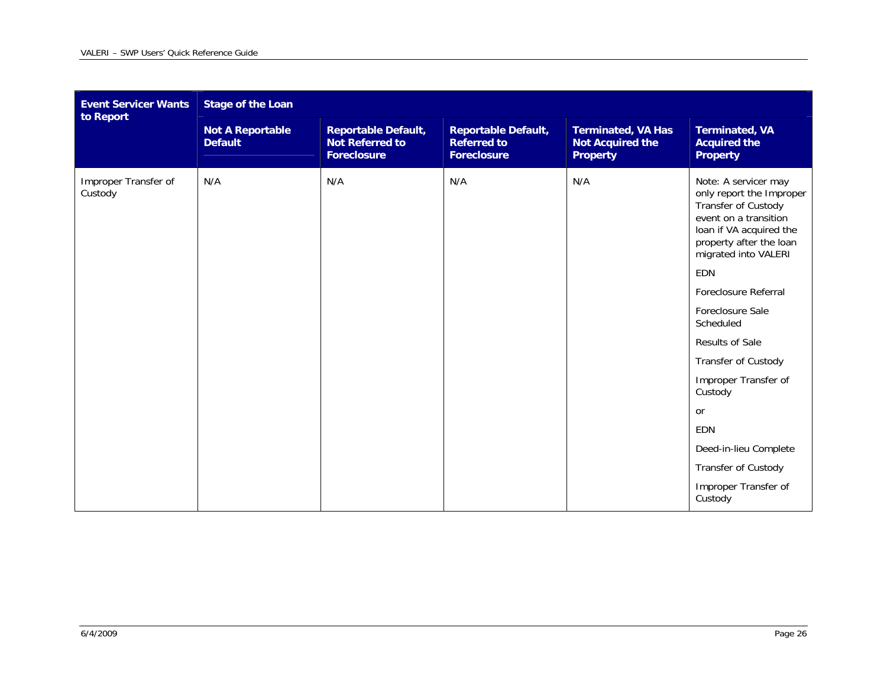| Event Servicer Wants to Report | Stage of the Loan | | | | |
|---|---|---|---|---|---|
| | **Not A Reportable Default** | **Reportable Default, Not Referred to Foreclosure** | **Reportable Default, Referred to Foreclosure** | **Terminated, VA Has Not Acquired the Property** | **Terminated, VA Acquired the Property** |
| Improper Transfer of Custody | N/A | N/A | N/A | N/A | Note: A servicer may only report the Improper Transfer of Custody event on a transition loan if VA acquired the property after the loan migrated into VALERI<br><br>EDN<br><br>Foreclosure Referral<br><br>Foreclosure Sale Scheduled<br><br>Results of Sale<br><br>Transfer of Custody<br><br>Improper Transfer of Custody<br><br>or<br><br>EDN<br><br>Deed-in-lieu Complete<br><br>Transfer of Custody<br><br>Improper Transfer of Custody |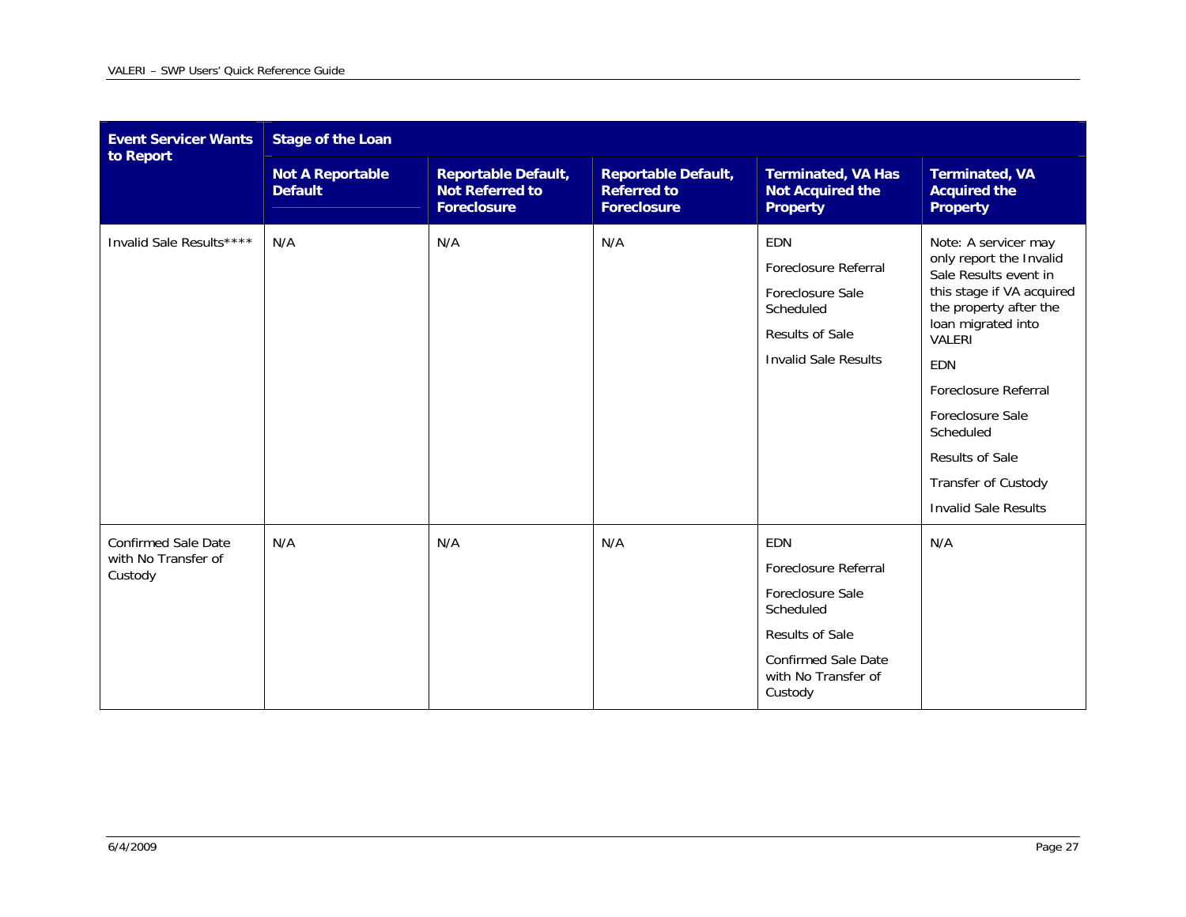| Event Servicer Wants to Report | Stage of the Loan | | | | |
|---|---|---|---|---|---|
| | **Not A Reportable Default** | **Reportable Default, Not Referred to Foreclosure** | **Reportable Default, Referred to Foreclosure** | **Terminated, VA Has Not Acquired the Property** | **Terminated, VA Acquired the Property** |
| Invalid Sale Results**** | N/A | N/A | N/A | EDN<br>Foreclosure Referral<br>Foreclosure Sale Scheduled<br>Results of Sale<br>Invalid Sale Results | Note: A servicer may only report the Invalid Sale Results event in this stage if VA acquired the property after the loan migrated into VALERI<br>EDN<br>Foreclosure Referral<br>Foreclosure Sale Scheduled<br>Results of Sale<br>Transfer of Custody<br>Invalid Sale Results |
| Confirmed Sale Date with No Transfer of Custody | N/A | N/A | N/A | EDN<br>Foreclosure Referral<br>Foreclosure Sale Scheduled<br>Results of Sale<br>Confirmed Sale Date with No Transfer of Custody | N/A |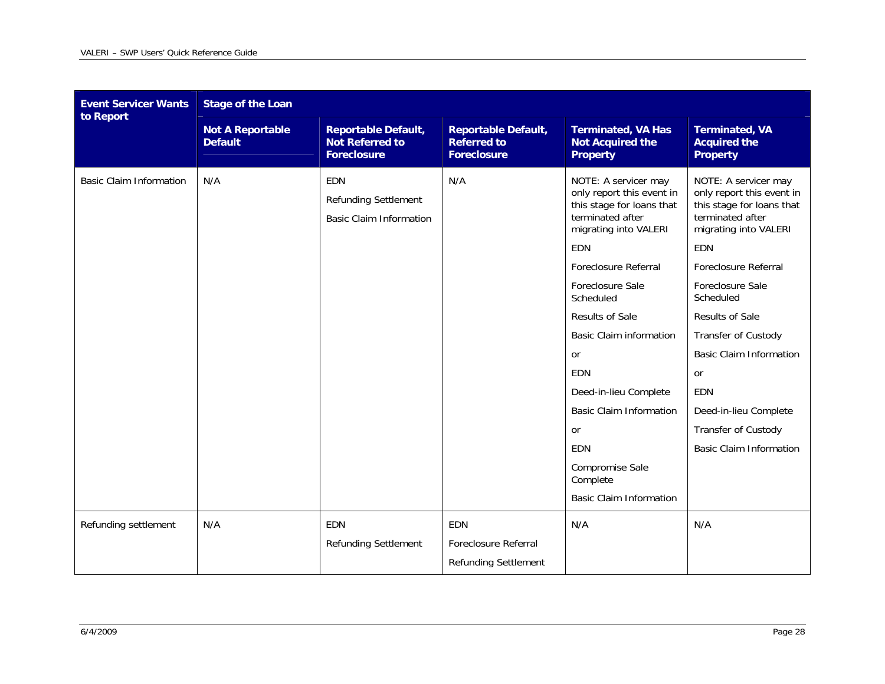| Event Servicer Wants to Report | Stage of the Loan | | | | |
|---|---|---|---|---|---|
| | Not A Reportable Default | Reportable Default, Not Referred to Foreclosure | Reportable Default, Referred to Foreclosure | Terminated, VA Has Not Acquired the Property | Terminated, VA Acquired the Property |
| Basic Claim Information | N/A | EDN<br>Refunding Settlement<br>Basic Claim Information | N/A | NOTE: A servicer may only report this event in this stage for loans that terminated after migrating into VALERI<br>EDN<br>Foreclosure Referral<br>Foreclosure Sale Scheduled<br>Results of Sale<br>Basic Claim information<br>or<br>EDN<br>Deed-in-lieu Complete<br>Basic Claim Information<br>or<br>EDN<br>Compromise Sale Complete<br>Basic Claim Information | NOTE: A servicer may only report this event in this stage for loans that terminated after migrating into VALERI<br>EDN<br>Foreclosure Referral<br>Foreclosure Sale Scheduled<br>Results of Sale<br>Transfer of Custody<br>Basic Claim Information<br>or<br>EDN<br>Deed-in-lieu Complete<br>Transfer of Custody<br>Basic Claim Information |
| Refunding settlement | N/A | EDN<br>Refunding Settlement | EDN<br>Foreclosure Referral<br>Refunding Settlement | N/A | N/A |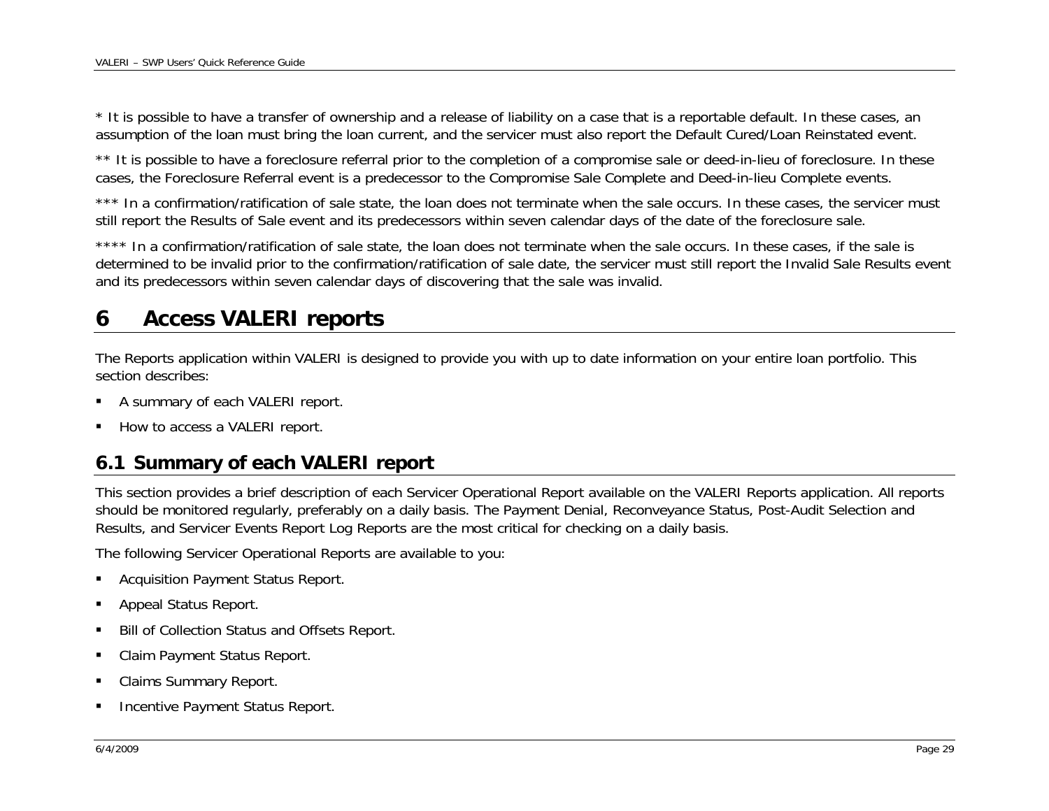* It is possible to have a transfer of ownership and a release of liability on a case that is a reportable default. In these cases, an assumption of the loan must bring the loan current, and the servicer must also report the Default Cured/Loan Reinstated event.

** It is possible to have a foreclosure referral prior to the completion of a compromise sale or deed-in-lieu of foreclosure. In these cases, the Foreclosure Referral event is a predecessor to the Compromise Sale Complete and Deed-in-lieu Complete events.

*** In a confirmation/ratification of sale state, the loan does not terminate when the sale occurs. In these cases, the servicer must still report the Results of Sale event and its predecessors within seven calendar days of the date of the foreclosure sale.

**** In a confirmation/ratification of sale state, the loan does not terminate when the sale occurs. In these cases, if the sale is determined to be invalid prior to the confirmation/ratification of sale date, the servicer must still report the Invalid Sale Results event and its predecessors within seven calendar days of discovering that the sale was invalid.

# 6 Access VALERI reports

The Reports application within VALERI is designed to provide you with up to date information on your entire loan portfolio. This section describes:

- A summary of each VALERI report.
- How to access a VALERI report.

## 6.1 Summary of each VALERI report

This section provides a brief description of each Servicer Operational Report available on the VALERI Reports application. All reports should be monitored regularly, preferably on a daily basis. The Payment Denial, Reconveyance Status, Post-Audit Selection and Results, and Servicer Events Report Log Reports are the most critical for checking on a daily basis.

The following Servicer Operational Reports are available to you:

- Acquisition Payment Status Report.
- Appeal Status Report.
- Bill of Collection Status and Offsets Report.
- Claim Payment Status Report.
- Claims Summary Report.
- Incentive Payment Status Report.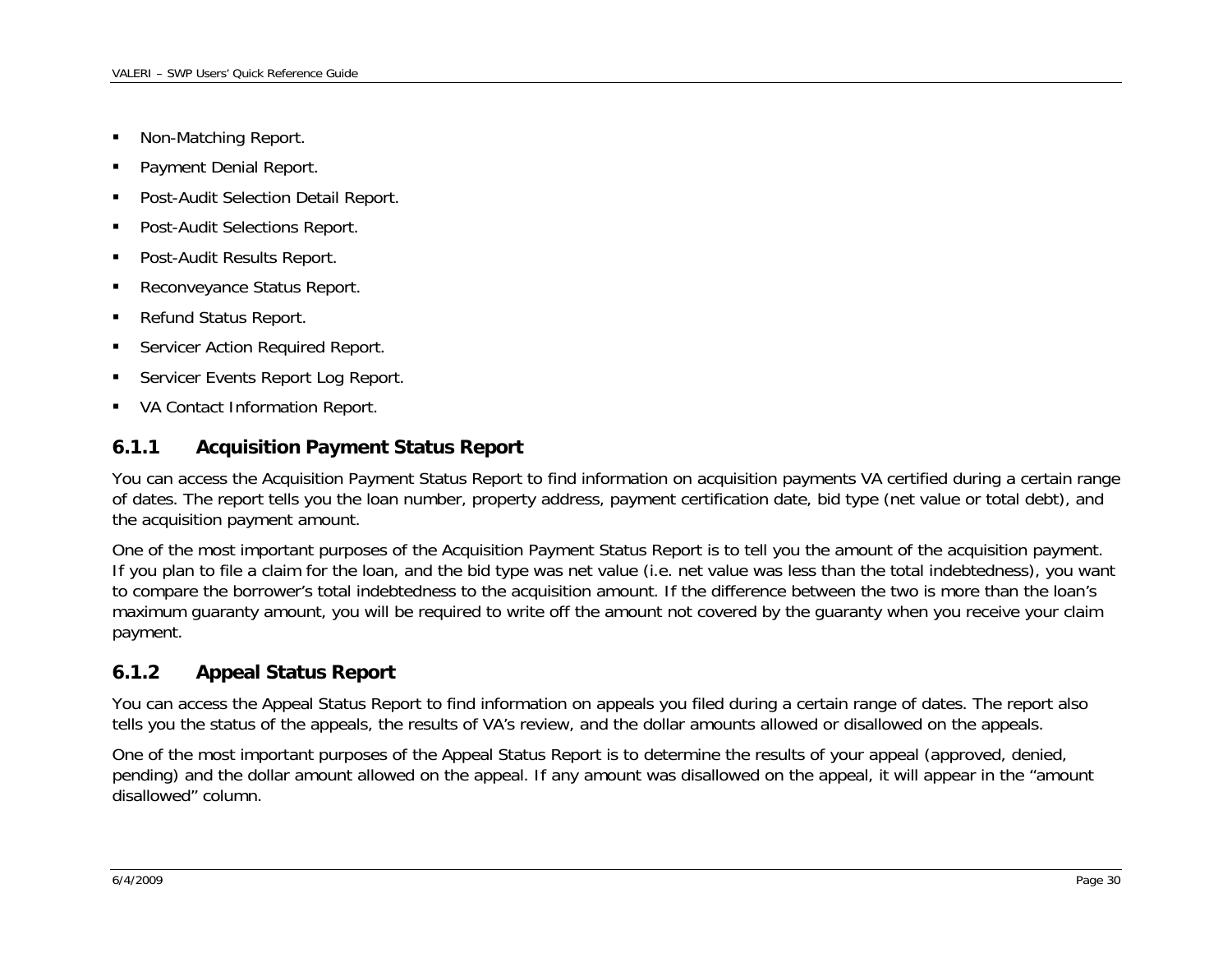- Non-Matching Report.
- Payment Denial Report.
- Post-Audit Selection Detail Report.
- Post-Audit Selections Report.
- Post-Audit Results Report.
- Reconveyance Status Report.
- Refund Status Report.
- Servicer Action Required Report.
- Servicer Events Report Log Report.
- VA Contact Information Report.

### 6.1.1 Acquisition Payment Status Report

You can access the Acquisition Payment Status Report to find information on acquisition payments VA certified during a certain range of dates. The report tells you the loan number, property address, payment certification date, bid type (net value or total debt), and the acquisition payment amount.

One of the most important purposes of the Acquisition Payment Status Report is to tell you the amount of the acquisition payment. If you plan to file a claim for the loan, and the bid type was net value (i.e. net value was less than the total indebtedness), you want to compare the borrower's total indebtedness to the acquisition amount. If the difference between the two is more than the loan's maximum guaranty amount, you will be required to write off the amount not covered by the guaranty when you receive your claim payment.

### 6.1.2 Appeal Status Report

You can access the Appeal Status Report to find information on appeals you filed during a certain range of dates. The report also tells you the status of the appeals, the results of VA's review, and the dollar amounts allowed or disallowed on the appeals.

One of the most important purposes of the Appeal Status Report is to determine the results of your appeal (approved, denied, pending) and the dollar amount allowed on the appeal. If any amount was disallowed on the appeal, it will appear in the "amount disallowed" column.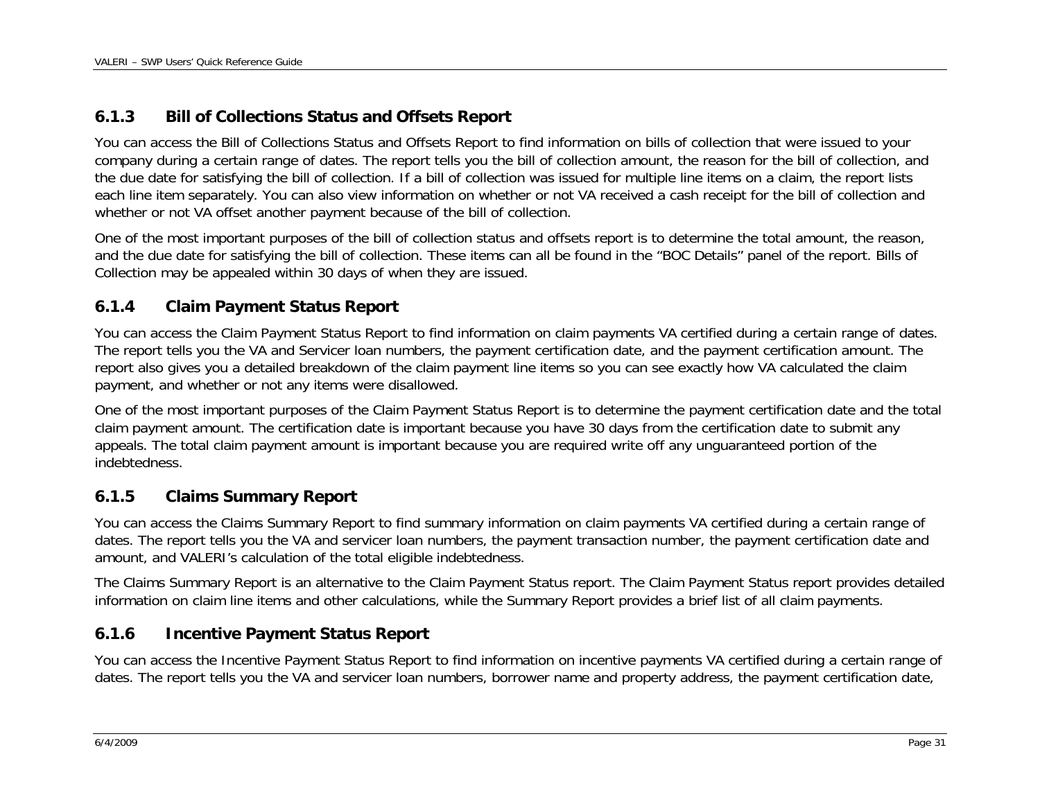### 6.1.3 Bill of Collections Status and Offsets Report

You can access the Bill of Collections Status and Offsets Report to find information on bills of collection that were issued to your company during a certain range of dates. The report tells you the bill of collection amount, the reason for the bill of collection, and the due date for satisfying the bill of collection. If a bill of collection was issued for multiple line items on a claim, the report lists each line item separately. You can also view information on whether or not VA received a cash receipt for the bill of collection and whether or not VA offset another payment because of the bill of collection.

One of the most important purposes of the bill of collection status and offsets report is to determine the total amount, the reason, and the due date for satisfying the bill of collection. These items can all be found in the "BOC Details" panel of the report. Bills of Collection may be appealed within 30 days of when they are issued.

### 6.1.4 Claim Payment Status Report

You can access the Claim Payment Status Report to find information on claim payments VA certified during a certain range of dates. The report tells you the VA and Servicer loan numbers, the payment certification date, and the payment certification amount. The report also gives you a detailed breakdown of the claim payment line items so you can see exactly how VA calculated the claim payment, and whether or not any items were disallowed.

One of the most important purposes of the Claim Payment Status Report is to determine the payment certification date and the total claim payment amount. The certification date is important because you have 30 days from the certification date to submit any appeals. The total claim payment amount is important because you are required write off any unguaranteed portion of the indebtedness.

### 6.1.5 Claims Summary Report

You can access the Claims Summary Report to find summary information on claim payments VA certified during a certain range of dates. The report tells you the VA and servicer loan numbers, the payment transaction number, the payment certification date and amount, and VALERI's calculation of the total eligible indebtedness.

The Claims Summary Report is an alternative to the Claim Payment Status report. The Claim Payment Status report provides detailed information on claim line items and other calculations, while the Summary Report provides a brief list of all claim payments.

### 6.1.6 Incentive Payment Status Report

You can access the Incentive Payment Status Report to find information on incentive payments VA certified during a certain range of dates. The report tells you the VA and servicer loan numbers, borrower name and property address, the payment certification date,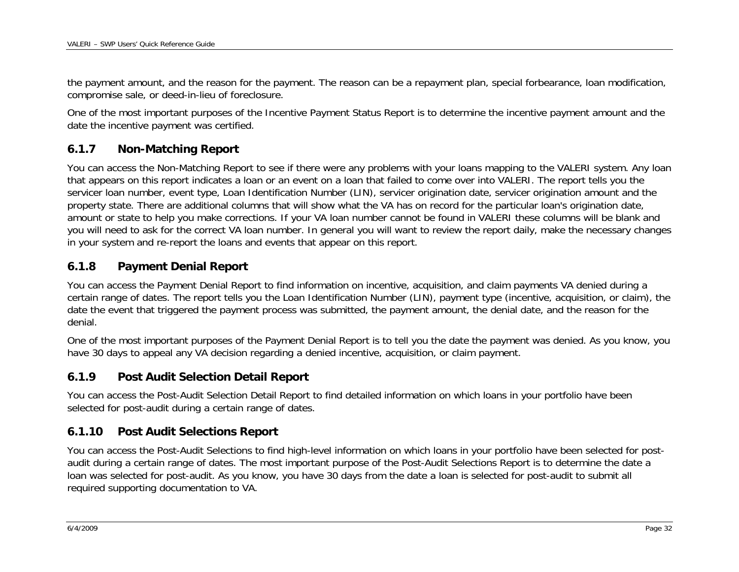the payment amount, and the reason for the payment. The reason can be a repayment plan, special forbearance, loan modification, compromise sale, or deed-in-lieu of foreclosure.

One of the most important purposes of the Incentive Payment Status Report is to determine the incentive payment amount and the date the incentive payment was certified.

### 6.1.7 Non-Matching Report

You can access the Non-Matching Report to see if there were any problems with your loans mapping to the VALERI system. Any loan that appears on this report indicates a loan or an event on a loan that failed to come over into VALERI. The report tells you the servicer loan number, event type, Loan Identification Number (LIN), servicer origination date, servicer origination amount and the property state. There are additional columns that will show what the VA has on record for the particular loan's origination date, amount or state to help you make corrections. If your VA loan number cannot be found in VALERI these columns will be blank and you will need to ask for the correct VA loan number. In general you will want to review the report daily, make the necessary changes in your system and re-report the loans and events that appear on this report.

### 6.1.8 Payment Denial Report

You can access the Payment Denial Report to find information on incentive, acquisition, and claim payments VA denied during a certain range of dates. The report tells you the Loan Identification Number (LIN), payment type (incentive, acquisition, or claim), the date the event that triggered the payment process was submitted, the payment amount, the denial date, and the reason for the denial.

One of the most important purposes of the Payment Denial Report is to tell you the date the payment was denied. As you know, you have 30 days to appeal any VA decision regarding a denied incentive, acquisition, or claim payment.

### 6.1.9 Post Audit Selection Detail Report

You can access the Post-Audit Selection Detail Report to find detailed information on which loans in your portfolio have been selected for post-audit during a certain range of dates.

### 6.1.10 Post Audit Selections Report

You can access the Post-Audit Selections to find high-level information on which loans in your portfolio have been selected for post-audit during a certain range of dates. The most important purpose of the Post-Audit Selections Report is to determine the date a loan was selected for post-audit. As you know, you have 30 days from the date a loan is selected for post-audit to submit all required supporting documentation to VA.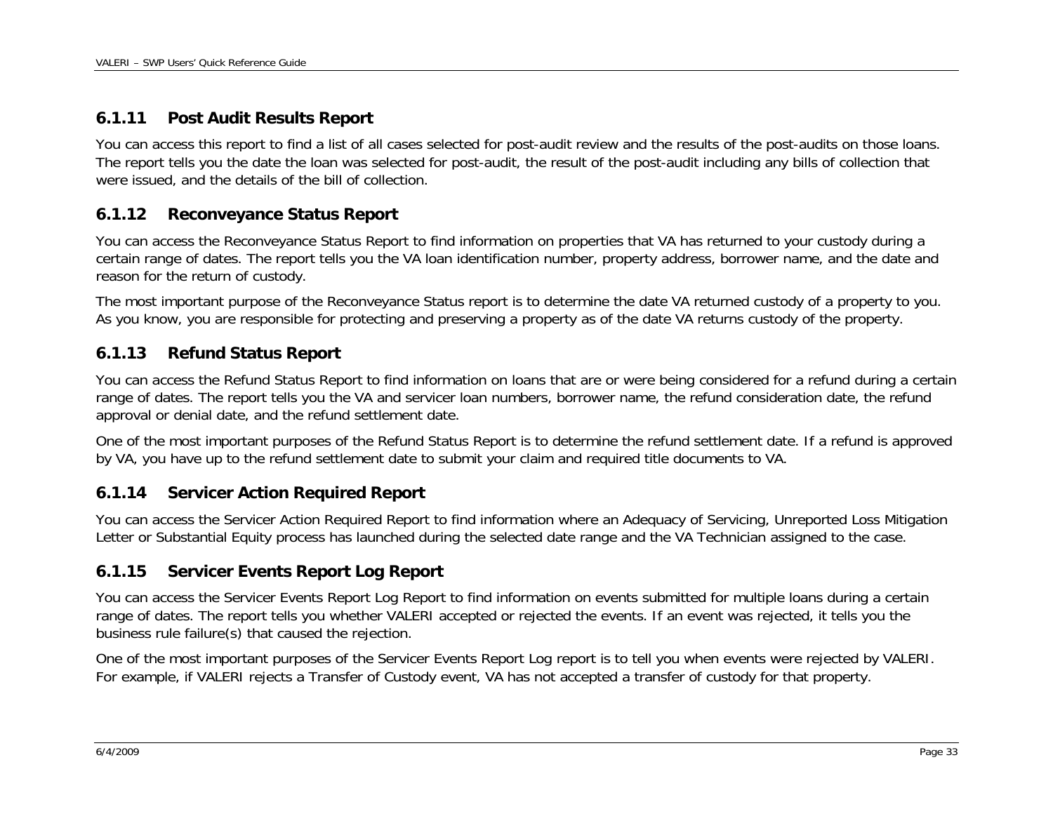### 6.1.11 Post Audit Results Report

You can access this report to find a list of all cases selected for post-audit review and the results of the post-audits on those loans. The report tells you the date the loan was selected for post-audit, the result of the post-audit including any bills of collection that were issued, and the details of the bill of collection.

### 6.1.12 Reconveyance Status Report

You can access the Reconveyance Status Report to find information on properties that VA has returned to your custody during a certain range of dates. The report tells you the VA loan identification number, property address, borrower name, and the date and reason for the return of custody.

The most important purpose of the Reconveyance Status report is to determine the date VA returned custody of a property to you. As you know, you are responsible for protecting and preserving a property as of the date VA returns custody of the property.

### 6.1.13 Refund Status Report

You can access the Refund Status Report to find information on loans that are or were being considered for a refund during a certain range of dates. The report tells you the VA and servicer loan numbers, borrower name, the refund consideration date, the refund approval or denial date, and the refund settlement date.

One of the most important purposes of the Refund Status Report is to determine the refund settlement date. If a refund is approved by VA, you have up to the refund settlement date to submit your claim and required title documents to VA.

### 6.1.14 Servicer Action Required Report

You can access the Servicer Action Required Report to find information where an Adequacy of Servicing, Unreported Loss Mitigation Letter or Substantial Equity process has launched during the selected date range and the VA Technician assigned to the case.

### 6.1.15 Servicer Events Report Log Report

You can access the Servicer Events Report Log Report to find information on events submitted for multiple loans during a certain range of dates. The report tells you whether VALERI accepted or rejected the events. If an event was rejected, it tells you the business rule failure(s) that caused the rejection.

One of the most important purposes of the Servicer Events Report Log report is to tell you when events were rejected by VALERI. For example, if VALERI rejects a Transfer of Custody event, VA has not accepted a transfer of custody for that property.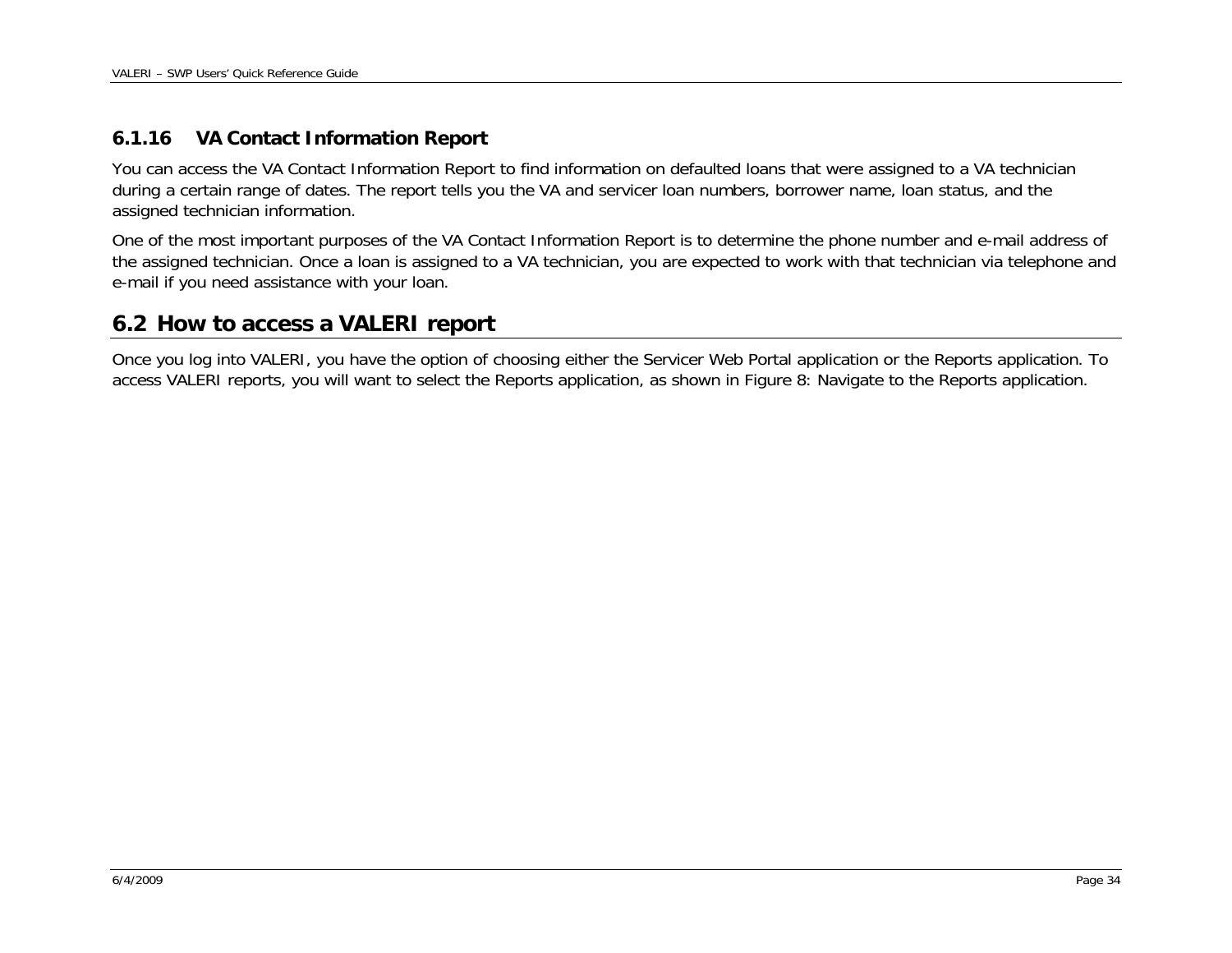### 6.1.16 VA Contact Information Report

You can access the VA Contact Information Report to find information on defaulted loans that were assigned to a VA technician during a certain range of dates. The report tells you the VA and servicer loan numbers, borrower name, loan status, and the assigned technician information.

One of the most important purposes of the VA Contact Information Report is to determine the phone number and e-mail address of the assigned technician. Once a loan is assigned to a VA technician, you are expected to work with that technician via telephone and e-mail if you need assistance with your loan.

## 6.2 How to access a VALERI report

Once you log into VALERI, you have the option of choosing either the Servicer Web Portal application or the Reports application. To access VALERI reports, you will want to select the Reports application, as shown in Figure 8: Navigate to the Reports application.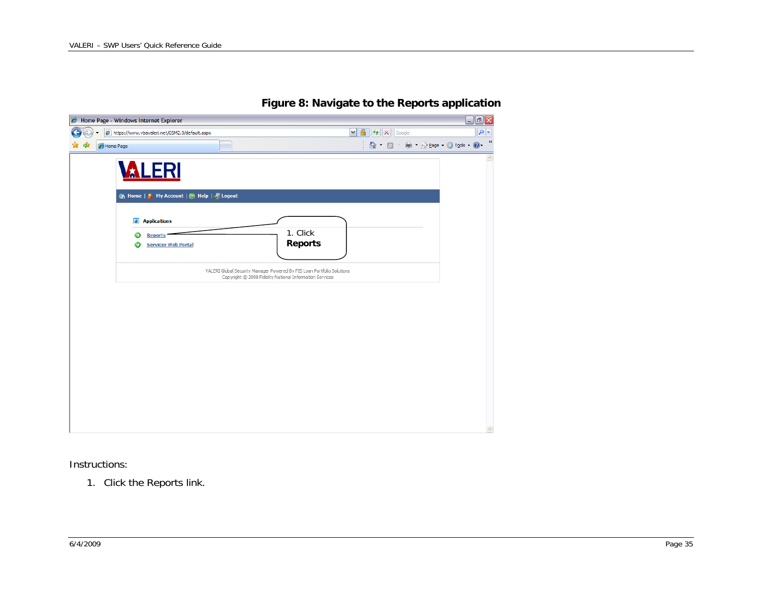**Figure 8: Navigate to the Reports application**

Instructions:

1. Click the Reports link.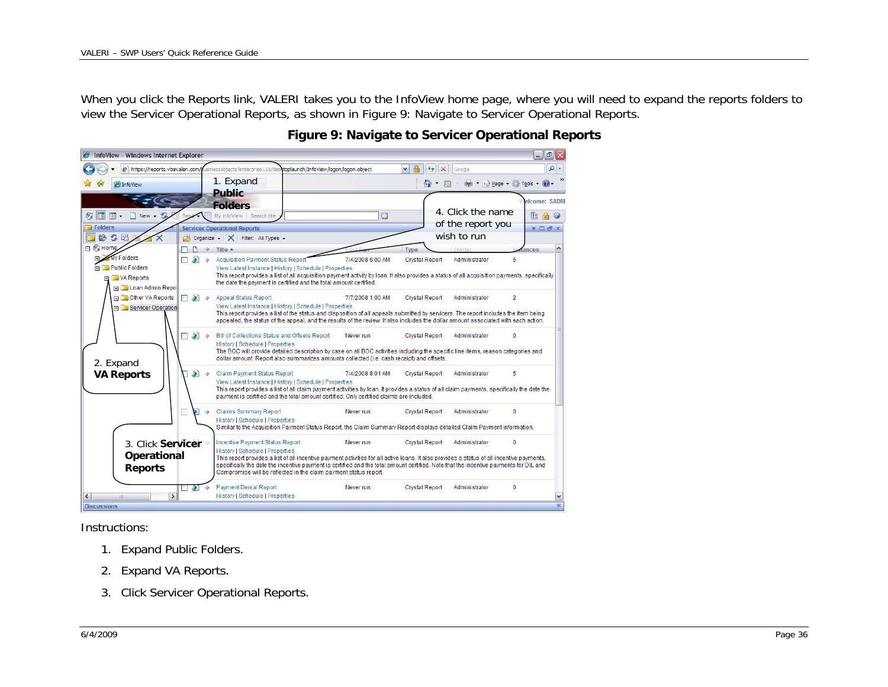When you click the Reports link, VALERI takes you to the InfoView home page, where you will need to expand the reports folders to view the Servicer Operational Reports, as shown in Figure 9: Navigate to Servicer Operational Reports.

**Figure 9: Navigate to Servicer Operational Reports**

Instructions:

1. Expand Public Folders.
2. Expand VA Reports.
3. Click Servicer Operational Reports.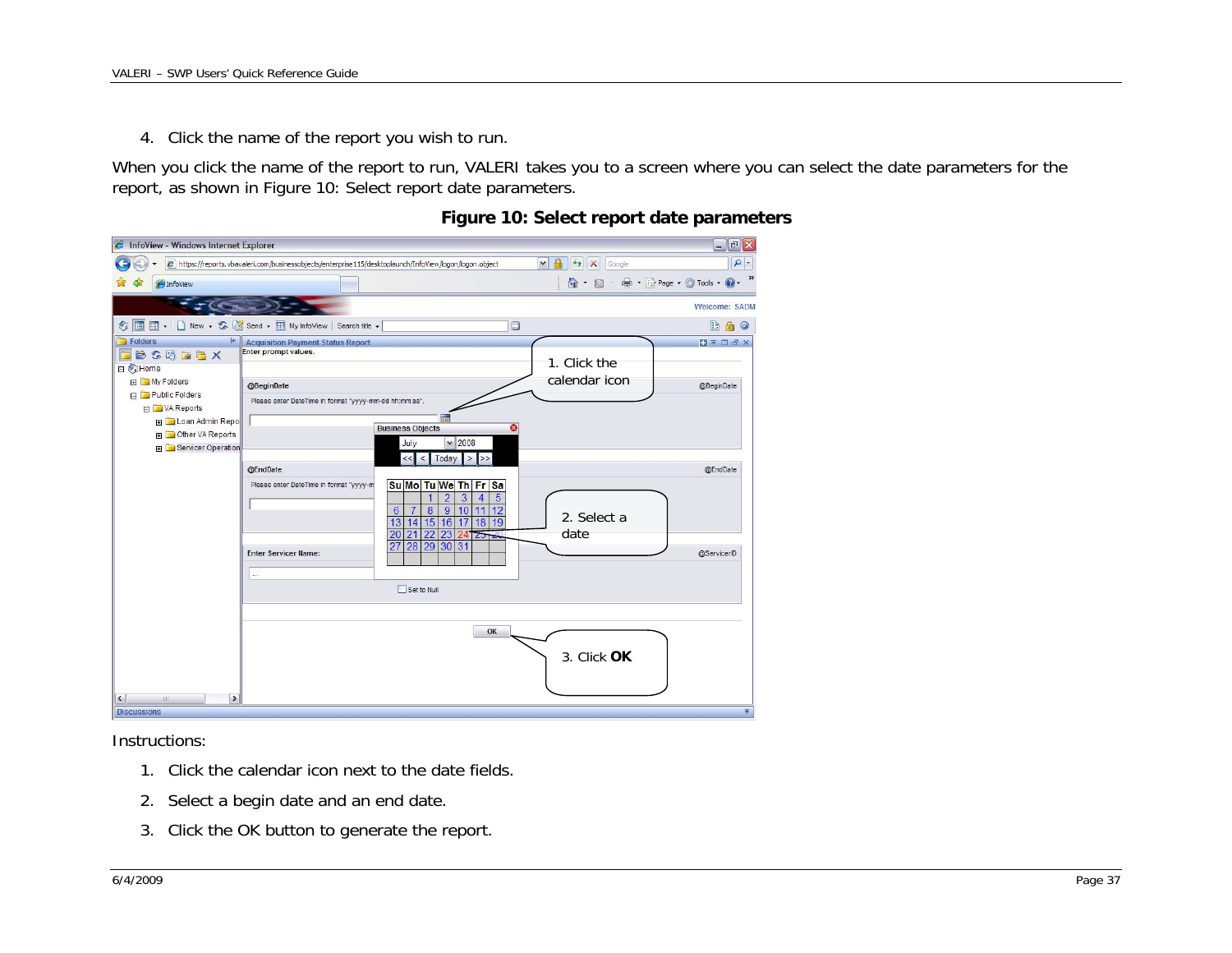4. Click the name of the report you wish to run.

When you click the name of the report to run, VALERI takes you to a screen where you can select the date parameters for the report, as shown in Figure 10: Select report date parameters.

**Figure 10: Select report date parameters**

Instructions:

1. Click the calendar icon next to the date fields.
2. Select a begin date and an end date.
3. Click the OK button to generate the report.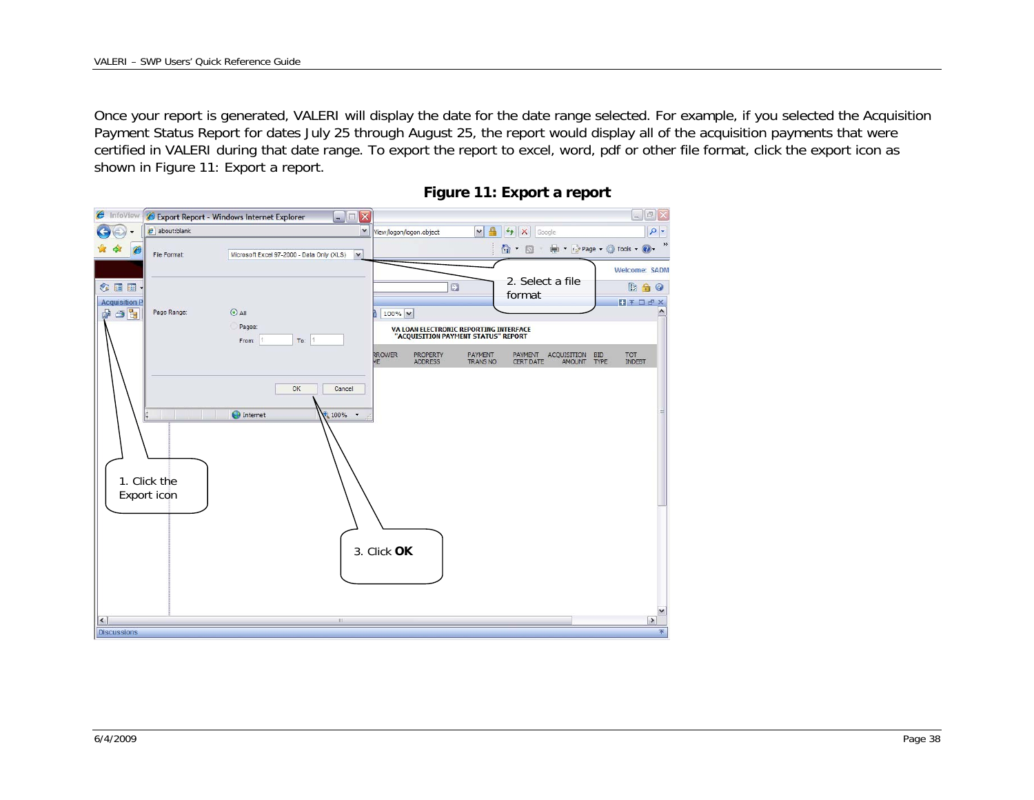Once your report is generated, VALERI will display the date for the date range selected. For example, if you selected the Acquisition Payment Status Report for dates July 25 through August 25, the report would display all of the acquisition payments that were certified in VALERI during that date range. To export the report to excel, word, pdf or other file format, click the export icon as shown in Figure 11: Export a report.

**Figure 11: Export a report**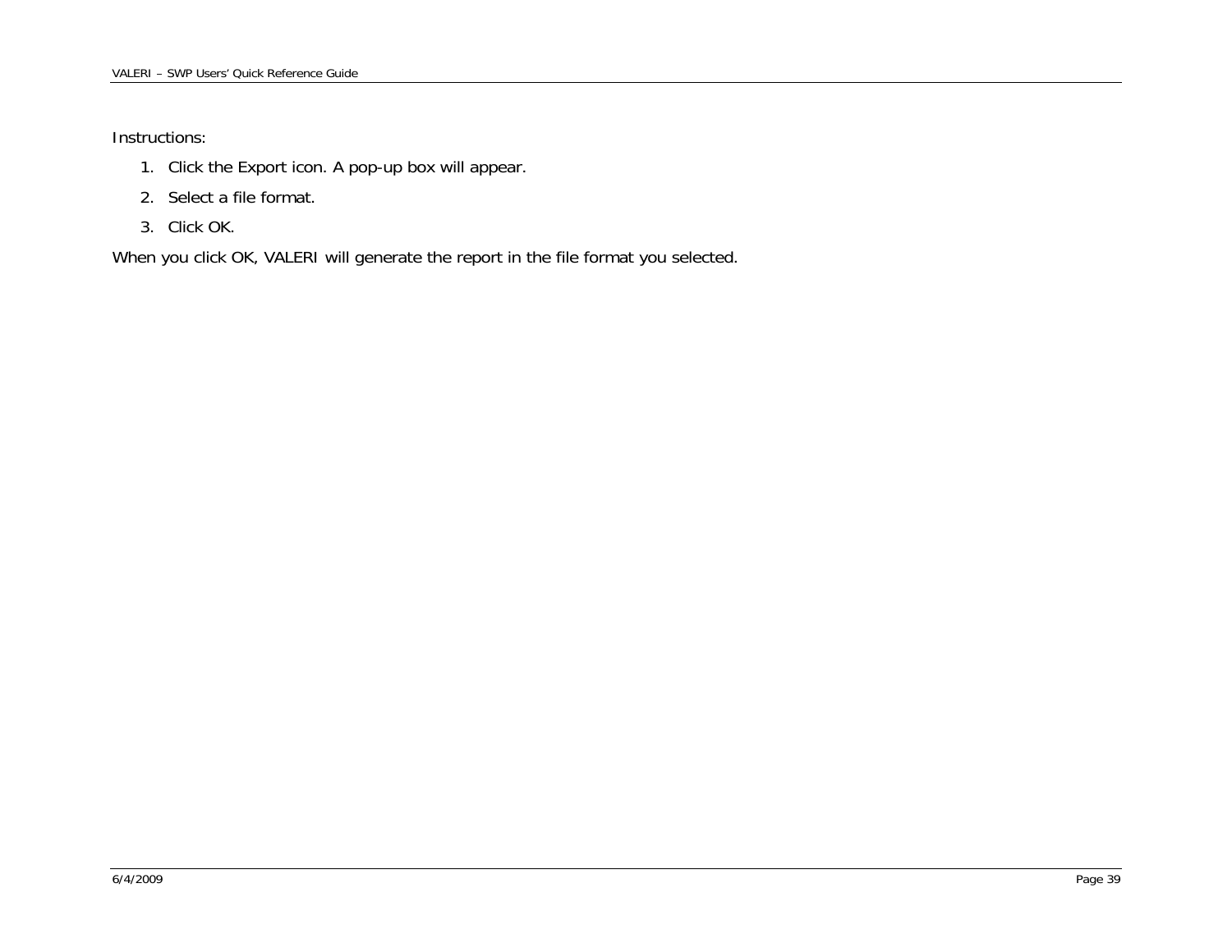Instructions:

1. Click the Export icon. A pop-up box will appear.
2. Select a file format.
3. Click OK.

When you click OK, VALERI will generate the report in the file format you selected.